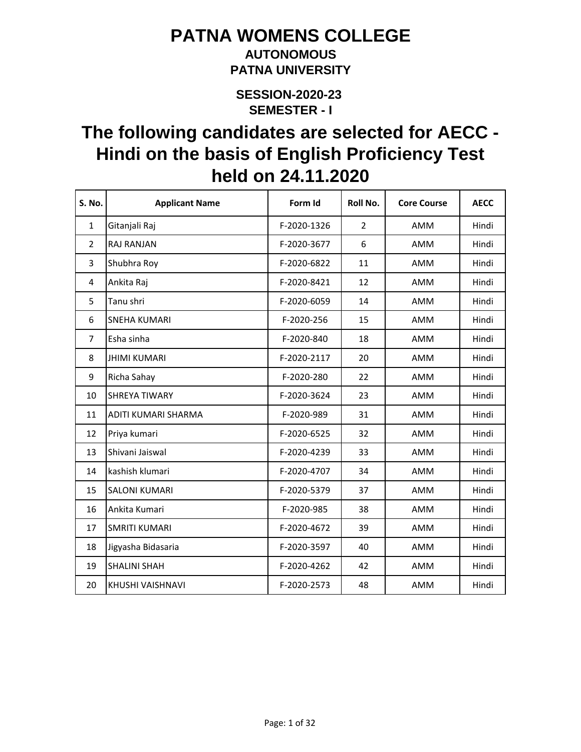# PATNA WOMENS COLLEGE

### AUTONOMOUS

### PATNA UNIVERSITY

### SESSION-2020-23

### SEMESTER - I

## The following candidates are selected for AECC - Hindi on the basis of English Proficiency Test held on 24.11.2020

| S. No. | Applicant Name | Form Id | Roll No. | Core Course | AECC |
|---|---|---|---|---|---|
| 1 | Gitanjali Raj | F-2020-1326 | 2 | AMM | Hindi |
| 2 | RAJ RANJAN | F-2020-3677 | 6 | AMM | Hindi |
| 3 | Shubhra Roy | F-2020-6822 | 11 | AMM | Hindi |
| 4 | Ankita Raj | F-2020-8421 | 12 | AMM | Hindi |
| 5 | Tanu shri | F-2020-6059 | 14 | AMM | Hindi |
| 6 | SNEHA KUMARI | F-2020-256 | 15 | AMM | Hindi |
| 7 | Esha sinha | F-2020-840 | 18 | AMM | Hindi |
| 8 | JHIMI KUMARI | F-2020-2117 | 20 | AMM | Hindi |
| 9 | Richa Sahay | F-2020-280 | 22 | AMM | Hindi |
| 10 | SHREYA TIWARY | F-2020-3624 | 23 | AMM | Hindi |
| 11 | ADITI KUMARI SHARMA | F-2020-989 | 31 | AMM | Hindi |
| 12 | Priya kumari | F-2020-6525 | 32 | AMM | Hindi |
| 13 | Shivani Jaiswal | F-2020-4239 | 33 | AMM | Hindi |
| 14 | kashish klumari | F-2020-4707 | 34 | AMM | Hindi |
| 15 | SALONI KUMARI | F-2020-5379 | 37 | AMM | Hindi |
| 16 | Ankita Kumari | F-2020-985 | 38 | AMM | Hindi |
| 17 | SMRITI KUMARI | F-2020-4672 | 39 | AMM | Hindi |
| 18 | Jigyasha Bidasaria | F-2020-3597 | 40 | AMM | Hindi |
| 19 | SHALINI SHAH | F-2020-4262 | 42 | AMM | Hindi |
| 20 | KHUSHI VAISHNAVI | F-2020-2573 | 48 | AMM | Hindi |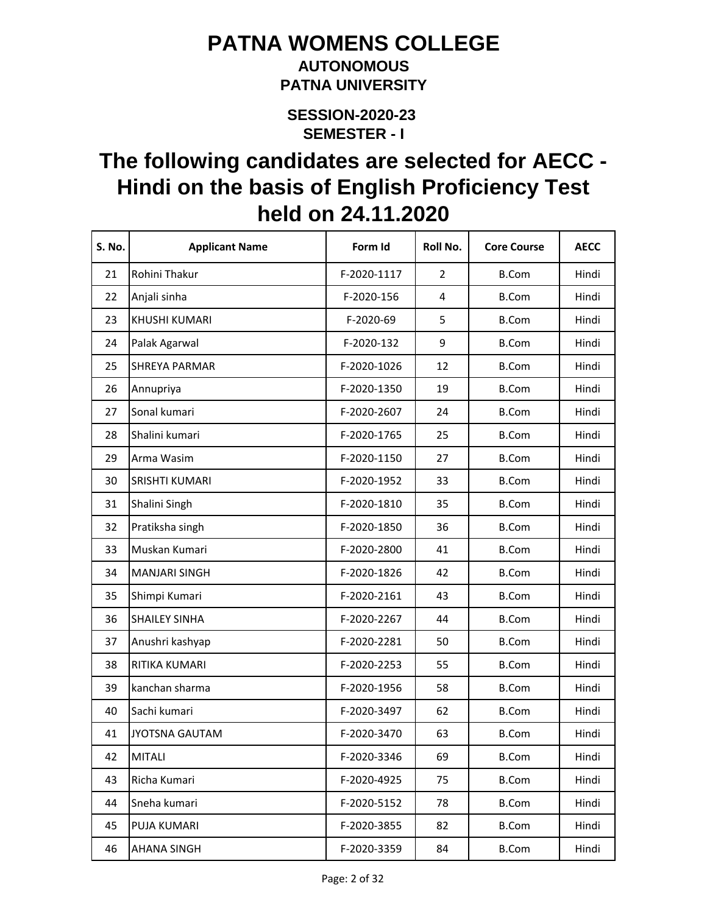# PATNA WOMENS COLLEGE

### AUTONOMOUS

### PATNA UNIVERSITY

### SESSION-2020-23

### SEMESTER - I

## The following candidates are selected for AECC - Hindi on the basis of English Proficiency Test held on 24.11.2020

| S. No. | Applicant Name | Form Id | Roll No. | Core Course | AECC |
|---|---|---|---|---|---|
| 21 | Rohini Thakur | F-2020-1117 | 2 | B.Com | Hindi |
| 22 | Anjali sinha | F-2020-156 | 4 | B.Com | Hindi |
| 23 | KHUSHI KUMARI | F-2020-69 | 5 | B.Com | Hindi |
| 24 | Palak Agarwal | F-2020-132 | 9 | B.Com | Hindi |
| 25 | SHREYA PARMAR | F-2020-1026 | 12 | B.Com | Hindi |
| 26 | Annupriya | F-2020-1350 | 19 | B.Com | Hindi |
| 27 | Sonal kumari | F-2020-2607 | 24 | B.Com | Hindi |
| 28 | Shalini kumari | F-2020-1765 | 25 | B.Com | Hindi |
| 29 | Arma Wasim | F-2020-1150 | 27 | B.Com | Hindi |
| 30 | SRISHTI KUMARI | F-2020-1952 | 33 | B.Com | Hindi |
| 31 | Shalini Singh | F-2020-1810 | 35 | B.Com | Hindi |
| 32 | Pratiksha singh | F-2020-1850 | 36 | B.Com | Hindi |
| 33 | Muskan Kumari | F-2020-2800 | 41 | B.Com | Hindi |
| 34 | MANJARI SINGH | F-2020-1826 | 42 | B.Com | Hindi |
| 35 | Shimpi Kumari | F-2020-2161 | 43 | B.Com | Hindi |
| 36 | SHAILEY SINHA | F-2020-2267 | 44 | B.Com | Hindi |
| 37 | Anushri kashyap | F-2020-2281 | 50 | B.Com | Hindi |
| 38 | RITIKA KUMARI | F-2020-2253 | 55 | B.Com | Hindi |
| 39 | kanchan sharma | F-2020-1956 | 58 | B.Com | Hindi |
| 40 | Sachi kumari | F-2020-3497 | 62 | B.Com | Hindi |
| 41 | JYOTSNA GAUTAM | F-2020-3470 | 63 | B.Com | Hindi |
| 42 | MITALI | F-2020-3346 | 69 | B.Com | Hindi |
| 43 | Richa Kumari | F-2020-4925 | 75 | B.Com | Hindi |
| 44 | Sneha kumari | F-2020-5152 | 78 | B.Com | Hindi |
| 45 | PUJA KUMARI | F-2020-3855 | 82 | B.Com | Hindi |
| 46 | AHANA SINGH | F-2020-3359 | 84 | B.Com | Hindi |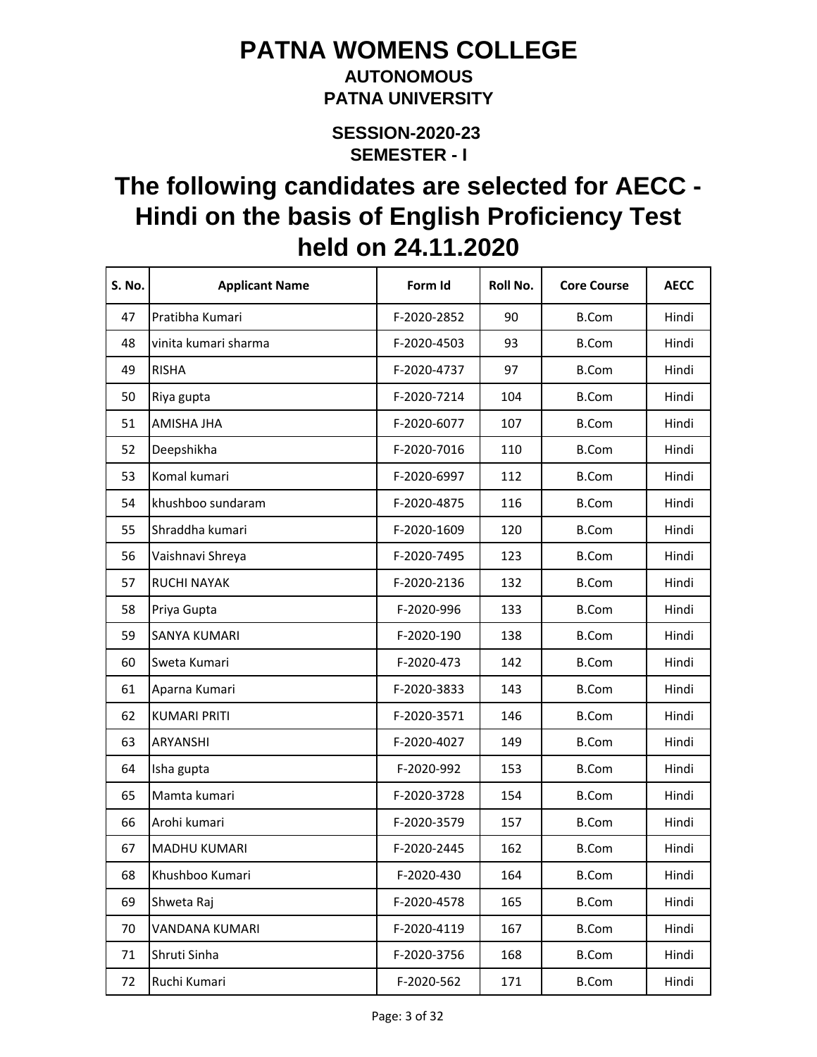# PATNA WOMENS COLLEGE

## AUTONOMOUS

## PATNA UNIVERSITY

### SESSION-2020-23

### SEMESTER - I

# The following candidates are selected for AECC - Hindi on the basis of English Proficiency Test held on 24.11.2020

| S. No. | Applicant Name | Form Id | Roll No. | Core Course | AECC |
|---|---|---|---|---|---|
| 47 | Pratibha Kumari | F-2020-2852 | 90 | B.Com | Hindi |
| 48 | vinita kumari sharma | F-2020-4503 | 93 | B.Com | Hindi |
| 49 | RISHA | F-2020-4737 | 97 | B.Com | Hindi |
| 50 | Riya gupta | F-2020-7214 | 104 | B.Com | Hindi |
| 51 | AMISHA JHA | F-2020-6077 | 107 | B.Com | Hindi |
| 52 | Deepshikha | F-2020-7016 | 110 | B.Com | Hindi |
| 53 | Komal kumari | F-2020-6997 | 112 | B.Com | Hindi |
| 54 | khushboo sundaram | F-2020-4875 | 116 | B.Com | Hindi |
| 55 | Shraddha kumari | F-2020-1609 | 120 | B.Com | Hindi |
| 56 | Vaishnavi Shreya | F-2020-7495 | 123 | B.Com | Hindi |
| 57 | RUCHI NAYAK | F-2020-2136 | 132 | B.Com | Hindi |
| 58 | Priya Gupta | F-2020-996 | 133 | B.Com | Hindi |
| 59 | SANYA KUMARI | F-2020-190 | 138 | B.Com | Hindi |
| 60 | Sweta Kumari | F-2020-473 | 142 | B.Com | Hindi |
| 61 | Aparna Kumari | F-2020-3833 | 143 | B.Com | Hindi |
| 62 | KUMARI PRITI | F-2020-3571 | 146 | B.Com | Hindi |
| 63 | ARYANSHI | F-2020-4027 | 149 | B.Com | Hindi |
| 64 | Isha gupta | F-2020-992 | 153 | B.Com | Hindi |
| 65 | Mamta kumari | F-2020-3728 | 154 | B.Com | Hindi |
| 66 | Arohi kumari | F-2020-3579 | 157 | B.Com | Hindi |
| 67 | MADHU KUMARI | F-2020-2445 | 162 | B.Com | Hindi |
| 68 | Khushboo Kumari | F-2020-430 | 164 | B.Com | Hindi |
| 69 | Shweta Raj | F-2020-4578 | 165 | B.Com | Hindi |
| 70 | VANDANA KUMARI | F-2020-4119 | 167 | B.Com | Hindi |
| 71 | Shruti Sinha | F-2020-3756 | 168 | B.Com | Hindi |
| 72 | Ruchi Kumari | F-2020-562 | 171 | B.Com | Hindi |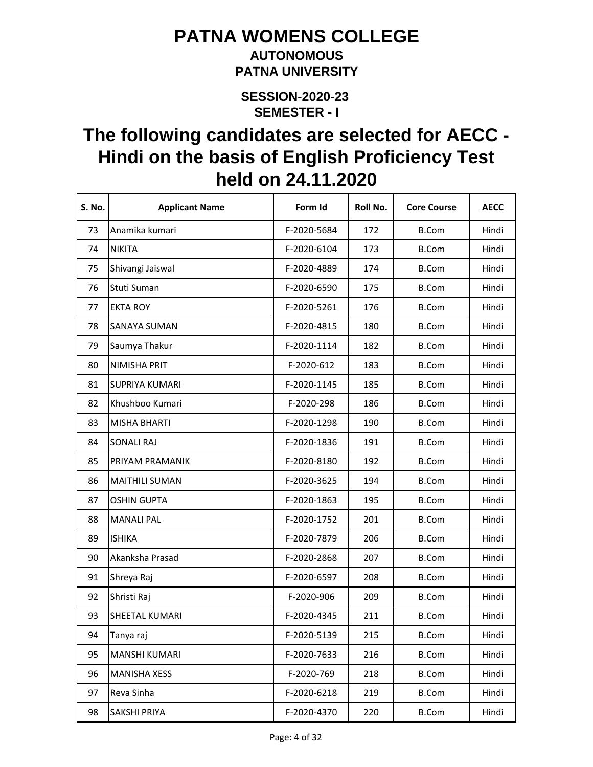# PATNA WOMENS COLLEGE

**AUTONOMOUS**

**PATNA UNIVERSITY**

**SESSION-2020-23**

**SEMESTER - I**

## The following candidates are selected for AECC - Hindi on the basis of English Proficiency Test held on 24.11.2020

| S. No. | Applicant Name | Form Id | Roll No. | Core Course | AECC |
|---|---|---|---|---|---|
| 73 | Anamika kumari | F-2020-5684 | 172 | B.Com | Hindi |
| 74 | NIKITA | F-2020-6104 | 173 | B.Com | Hindi |
| 75 | Shivangi Jaiswal | F-2020-4889 | 174 | B.Com | Hindi |
| 76 | Stuti Suman | F-2020-6590 | 175 | B.Com | Hindi |
| 77 | EKTA ROY | F-2020-5261 | 176 | B.Com | Hindi |
| 78 | SANAYA SUMAN | F-2020-4815 | 180 | B.Com | Hindi |
| 79 | Saumya Thakur | F-2020-1114 | 182 | B.Com | Hindi |
| 80 | NIMISHA PRIT | F-2020-612 | 183 | B.Com | Hindi |
| 81 | SUPRIYA KUMARI | F-2020-1145 | 185 | B.Com | Hindi |
| 82 | Khushboo Kumari | F-2020-298 | 186 | B.Com | Hindi |
| 83 | MISHA BHARTI | F-2020-1298 | 190 | B.Com | Hindi |
| 84 | SONALI RAJ | F-2020-1836 | 191 | B.Com | Hindi |
| 85 | PRIYAM PRAMANIK | F-2020-8180 | 192 | B.Com | Hindi |
| 86 | MAITHILI SUMAN | F-2020-3625 | 194 | B.Com | Hindi |
| 87 | OSHIN GUPTA | F-2020-1863 | 195 | B.Com | Hindi |
| 88 | MANALI PAL | F-2020-1752 | 201 | B.Com | Hindi |
| 89 | ISHIKA | F-2020-7879 | 206 | B.Com | Hindi |
| 90 | Akanksha Prasad | F-2020-2868 | 207 | B.Com | Hindi |
| 91 | Shreya Raj | F-2020-6597 | 208 | B.Com | Hindi |
| 92 | Shristi Raj | F-2020-906 | 209 | B.Com | Hindi |
| 93 | SHEETAL KUMARI | F-2020-4345 | 211 | B.Com | Hindi |
| 94 | Tanya raj | F-2020-5139 | 215 | B.Com | Hindi |
| 95 | MANSHI KUMARI | F-2020-7633 | 216 | B.Com | Hindi |
| 96 | MANISHA XESS | F-2020-769 | 218 | B.Com | Hindi |
| 97 | Reva Sinha | F-2020-6218 | 219 | B.Com | Hindi |
| 98 | SAKSHI PRIYA | F-2020-4370 | 220 | B.Com | Hindi |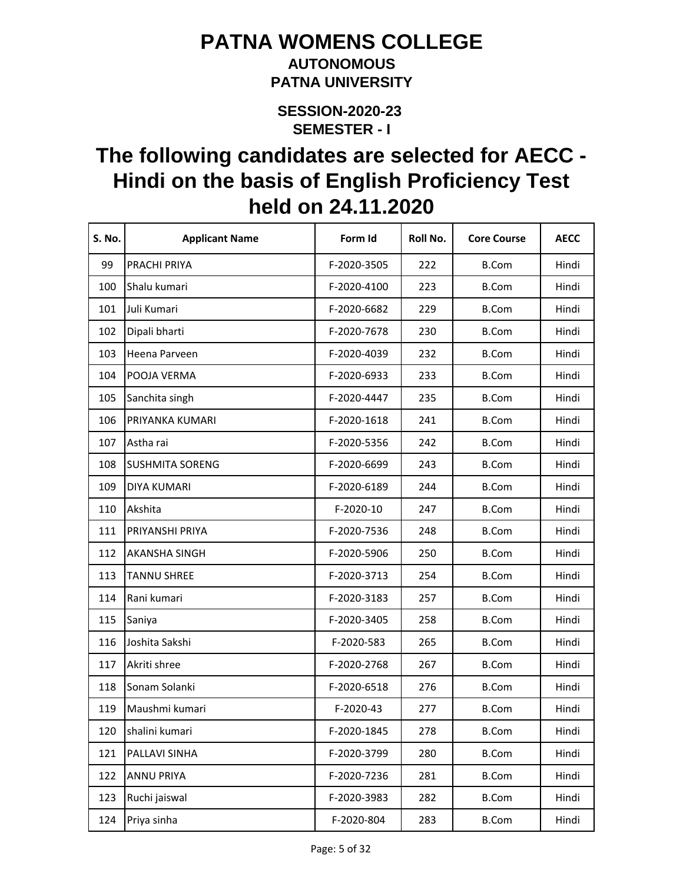# PATNA WOMENS COLLEGE

**AUTONOMOUS**

**PATNA UNIVERSITY**

**SESSION-2020-23**

**SEMESTER - I**

## The following candidates are selected for AECC - Hindi on the basis of English Proficiency Test held on 24.11.2020

| S. No. | Applicant Name | Form Id | Roll No. | Core Course | AECC |
|---|---|---|---|---|---|
| 99 | PRACHI PRIYA | F-2020-3505 | 222 | B.Com | Hindi |
| 100 | Shalu kumari | F-2020-4100 | 223 | B.Com | Hindi |
| 101 | Juli Kumari | F-2020-6682 | 229 | B.Com | Hindi |
| 102 | Dipali bharti | F-2020-7678 | 230 | B.Com | Hindi |
| 103 | Heena Parveen | F-2020-4039 | 232 | B.Com | Hindi |
| 104 | POOJA VERMA | F-2020-6933 | 233 | B.Com | Hindi |
| 105 | Sanchita singh | F-2020-4447 | 235 | B.Com | Hindi |
| 106 | PRIYANKA KUMARI | F-2020-1618 | 241 | B.Com | Hindi |
| 107 | Astha rai | F-2020-5356 | 242 | B.Com | Hindi |
| 108 | SUSHMITA SORENG | F-2020-6699 | 243 | B.Com | Hindi |
| 109 | DIYA KUMARI | F-2020-6189 | 244 | B.Com | Hindi |
| 110 | Akshita | F-2020-10 | 247 | B.Com | Hindi |
| 111 | PRIYANSHI PRIYA | F-2020-7536 | 248 | B.Com | Hindi |
| 112 | AKANSHA SINGH | F-2020-5906 | 250 | B.Com | Hindi |
| 113 | TANNU SHREE | F-2020-3713 | 254 | B.Com | Hindi |
| 114 | Rani kumari | F-2020-3183 | 257 | B.Com | Hindi |
| 115 | Saniya | F-2020-3405 | 258 | B.Com | Hindi |
| 116 | Joshita Sakshi | F-2020-583 | 265 | B.Com | Hindi |
| 117 | Akriti shree | F-2020-2768 | 267 | B.Com | Hindi |
| 118 | Sonam Solanki | F-2020-6518 | 276 | B.Com | Hindi |
| 119 | Maushmi kumari | F-2020-43 | 277 | B.Com | Hindi |
| 120 | shalini kumari | F-2020-1845 | 278 | B.Com | Hindi |
| 121 | PALLAVI SINHA | F-2020-3799 | 280 | B.Com | Hindi |
| 122 | ANNU PRIYA | F-2020-7236 | 281 | B.Com | Hindi |
| 123 | Ruchi jaiswal | F-2020-3983 | 282 | B.Com | Hindi |
| 124 | Priya sinha | F-2020-804 | 283 | B.Com | Hindi |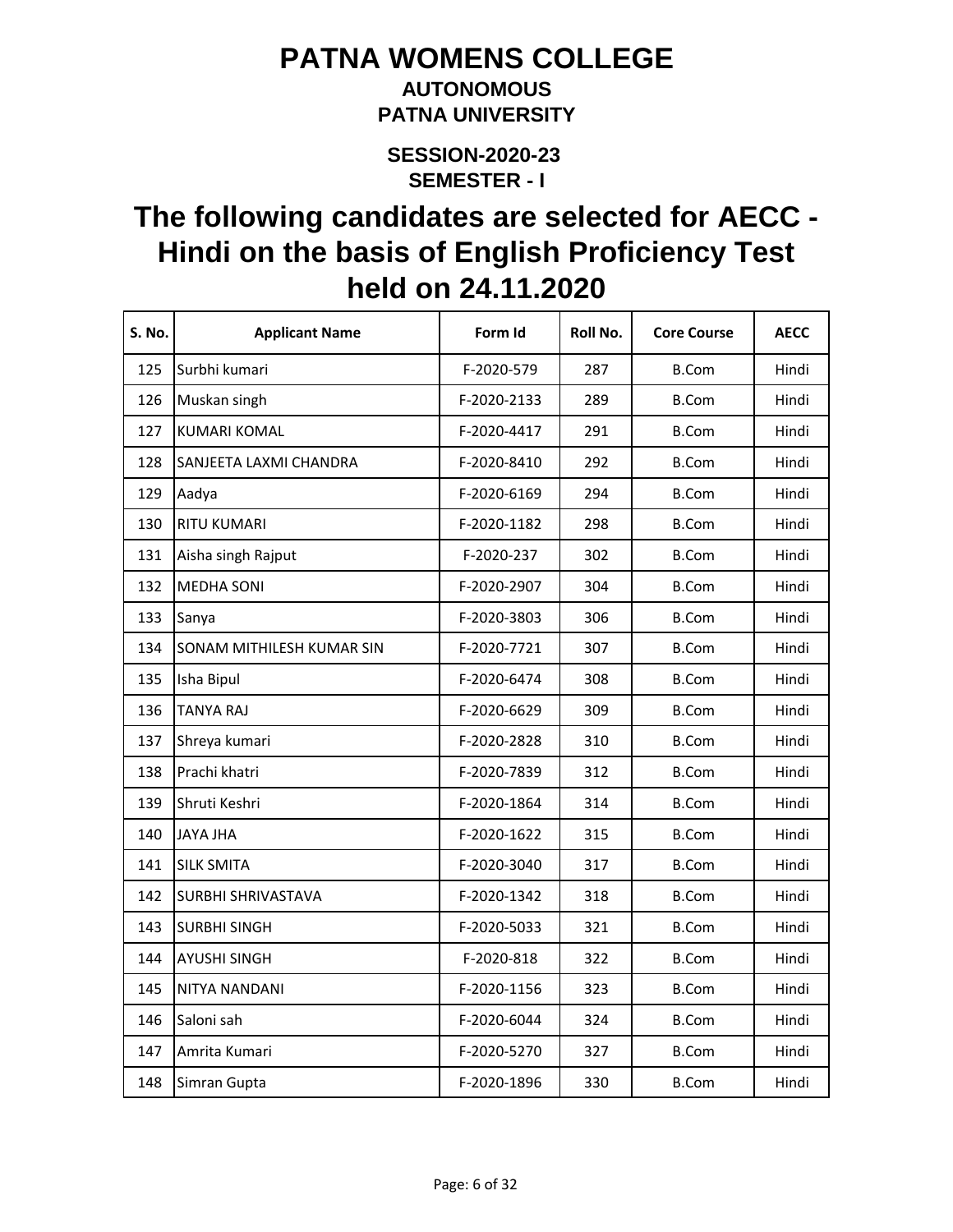# PATNA WOMENS COLLEGE

**AUTONOMOUS**

**PATNA UNIVERSITY**

**SESSION-2020-23**

**SEMESTER - I**

## The following candidates are selected for AECC - Hindi on the basis of English Proficiency Test held on 24.11.2020

| S. No. | Applicant Name | Form Id | Roll No. | Core Course | AECC |
|---|---|---|---|---|---|
| 125 | Surbhi kumari | F-2020-579 | 287 | B.Com | Hindi |
| 126 | Muskan singh | F-2020-2133 | 289 | B.Com | Hindi |
| 127 | KUMARI KOMAL | F-2020-4417 | 291 | B.Com | Hindi |
| 128 | SANJEETA LAXMI CHANDRA | F-2020-8410 | 292 | B.Com | Hindi |
| 129 | Aadya | F-2020-6169 | 294 | B.Com | Hindi |
| 130 | RITU KUMARI | F-2020-1182 | 298 | B.Com | Hindi |
| 131 | Aisha singh Rajput | F-2020-237 | 302 | B.Com | Hindi |
| 132 | MEDHA SONI | F-2020-2907 | 304 | B.Com | Hindi |
| 133 | Sanya | F-2020-3803 | 306 | B.Com | Hindi |
| 134 | SONAM MITHILESH KUMAR SIN | F-2020-7721 | 307 | B.Com | Hindi |
| 135 | Isha Bipul | F-2020-6474 | 308 | B.Com | Hindi |
| 136 | TANYA RAJ | F-2020-6629 | 309 | B.Com | Hindi |
| 137 | Shreya kumari | F-2020-2828 | 310 | B.Com | Hindi |
| 138 | Prachi khatri | F-2020-7839 | 312 | B.Com | Hindi |
| 139 | Shruti Keshri | F-2020-1864 | 314 | B.Com | Hindi |
| 140 | JAYA JHA | F-2020-1622 | 315 | B.Com | Hindi |
| 141 | SILK SMITA | F-2020-3040 | 317 | B.Com | Hindi |
| 142 | SURBHI SHRIVASTAVA | F-2020-1342 | 318 | B.Com | Hindi |
| 143 | SURBHI SINGH | F-2020-5033 | 321 | B.Com | Hindi |
| 144 | AYUSHI SINGH | F-2020-818 | 322 | B.Com | Hindi |
| 145 | NITYA NANDANI | F-2020-1156 | 323 | B.Com | Hindi |
| 146 | Saloni sah | F-2020-6044 | 324 | B.Com | Hindi |
| 147 | Amrita Kumari | F-2020-5270 | 327 | B.Com | Hindi |
| 148 | Simran Gupta | F-2020-1896 | 330 | B.Com | Hindi |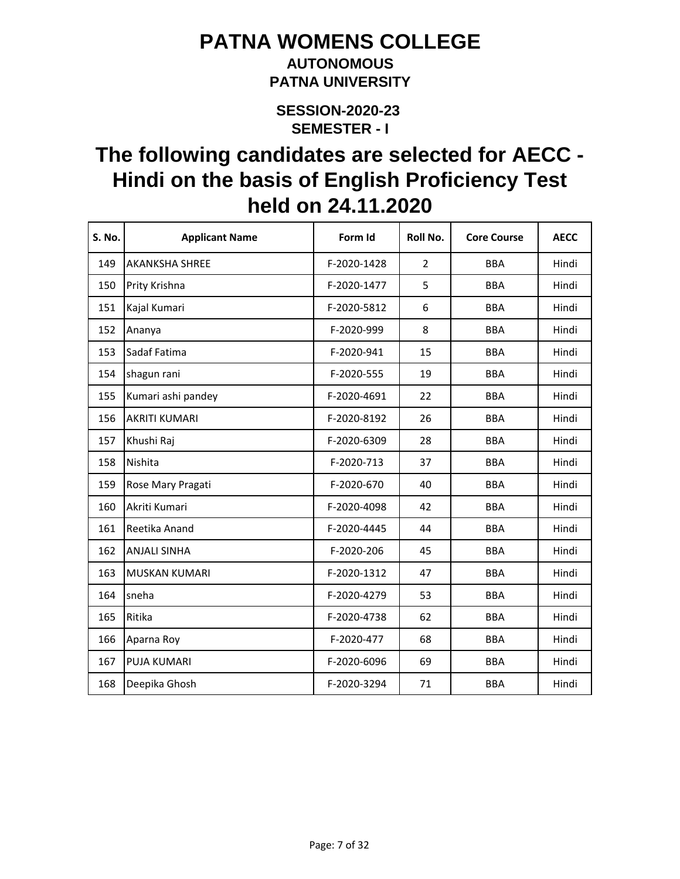# PATNA WOMENS COLLEGE

## AUTONOMOUS

## PATNA UNIVERSITY

### SESSION-2020-23

### SEMESTER - I

# The following candidates are selected for AECC - Hindi on the basis of English Proficiency Test held on 24.11.2020

| S. No. | Applicant Name | Form Id | Roll No. | Core Course | AECC |
|---|---|---|---|---|---|
| 149 | AKANKSHA SHREE | F-2020-1428 | 2 | BBA | Hindi |
| 150 | Prity Krishna | F-2020-1477 | 5 | BBA | Hindi |
| 151 | Kajal Kumari | F-2020-5812 | 6 | BBA | Hindi |
| 152 | Ananya | F-2020-999 | 8 | BBA | Hindi |
| 153 | Sadaf Fatima | F-2020-941 | 15 | BBA | Hindi |
| 154 | shagun rani | F-2020-555 | 19 | BBA | Hindi |
| 155 | Kumari ashi pandey | F-2020-4691 | 22 | BBA | Hindi |
| 156 | AKRITI KUMARI | F-2020-8192 | 26 | BBA | Hindi |
| 157 | Khushi Raj | F-2020-6309 | 28 | BBA | Hindi |
| 158 | Nishita | F-2020-713 | 37 | BBA | Hindi |
| 159 | Rose Mary Pragati | F-2020-670 | 40 | BBA | Hindi |
| 160 | Akriti Kumari | F-2020-4098 | 42 | BBA | Hindi |
| 161 | Reetika Anand | F-2020-4445 | 44 | BBA | Hindi |
| 162 | ANJALI SINHA | F-2020-206 | 45 | BBA | Hindi |
| 163 | MUSKAN KUMARI | F-2020-1312 | 47 | BBA | Hindi |
| 164 | sneha | F-2020-4279 | 53 | BBA | Hindi |
| 165 | Ritika | F-2020-4738 | 62 | BBA | Hindi |
| 166 | Aparna Roy | F-2020-477 | 68 | BBA | Hindi |
| 167 | PUJA KUMARI | F-2020-6096 | 69 | BBA | Hindi |
| 168 | Deepika Ghosh | F-2020-3294 | 71 | BBA | Hindi |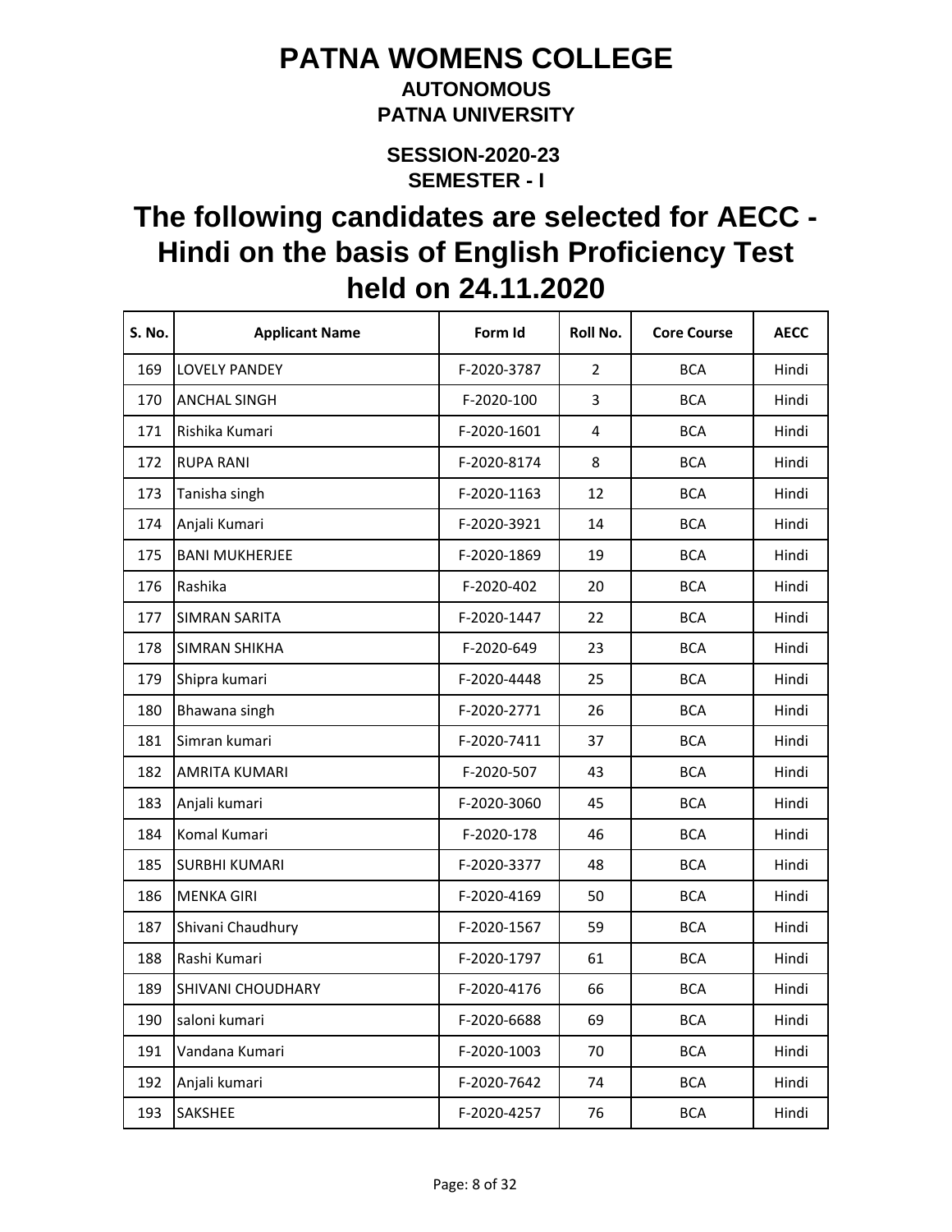# PATNA WOMENS COLLEGE

### AUTONOMOUS
### PATNA UNIVERSITY

### SESSION-2020-23
### SEMESTER - I

## The following candidates are selected for AECC - Hindi on the basis of English Proficiency Test held on 24.11.2020

| S. No. | Applicant Name | Form Id | Roll No. | Core Course | AECC |
|---|---|---|---|---|---|
| 169 | LOVELY PANDEY | F-2020-3787 | 2 | BCA | Hindi |
| 170 | ANCHAL SINGH | F-2020-100 | 3 | BCA | Hindi |
| 171 | Rishika Kumari | F-2020-1601 | 4 | BCA | Hindi |
| 172 | RUPA RANI | F-2020-8174 | 8 | BCA | Hindi |
| 173 | Tanisha singh | F-2020-1163 | 12 | BCA | Hindi |
| 174 | Anjali Kumari | F-2020-3921 | 14 | BCA | Hindi |
| 175 | BANI MUKHERJEE | F-2020-1869 | 19 | BCA | Hindi |
| 176 | Rashika | F-2020-402 | 20 | BCA | Hindi |
| 177 | SIMRAN SARITA | F-2020-1447 | 22 | BCA | Hindi |
| 178 | SIMRAN SHIKHA | F-2020-649 | 23 | BCA | Hindi |
| 179 | Shipra kumari | F-2020-4448 | 25 | BCA | Hindi |
| 180 | Bhawana singh | F-2020-2771 | 26 | BCA | Hindi |
| 181 | Simran kumari | F-2020-7411 | 37 | BCA | Hindi |
| 182 | AMRITA KUMARI | F-2020-507 | 43 | BCA | Hindi |
| 183 | Anjali kumari | F-2020-3060 | 45 | BCA | Hindi |
| 184 | Komal Kumari | F-2020-178 | 46 | BCA | Hindi |
| 185 | SURBHI KUMARI | F-2020-3377 | 48 | BCA | Hindi |
| 186 | MENKA GIRI | F-2020-4169 | 50 | BCA | Hindi |
| 187 | Shivani Chaudhury | F-2020-1567 | 59 | BCA | Hindi |
| 188 | Rashi Kumari | F-2020-1797 | 61 | BCA | Hindi |
| 189 | SHIVANI CHOUDHARY | F-2020-4176 | 66 | BCA | Hindi |
| 190 | saloni kumari | F-2020-6688 | 69 | BCA | Hindi |
| 191 | Vandana Kumari | F-2020-1003 | 70 | BCA | Hindi |
| 192 | Anjali kumari | F-2020-7642 | 74 | BCA | Hindi |
| 193 | SAKSHEE | F-2020-4257 | 76 | BCA | Hindi |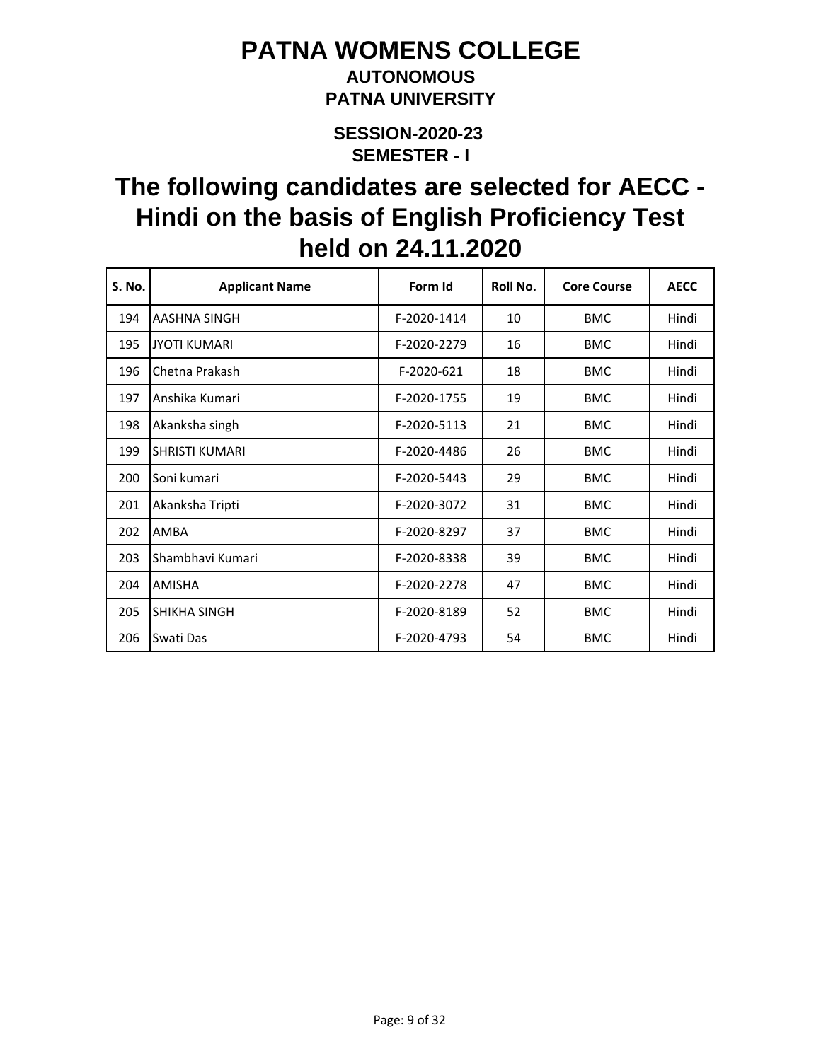# PATNA WOMENS COLLEGE

**AUTONOMOUS**

**PATNA UNIVERSITY**

**SESSION-2020-23**

**SEMESTER - I**

## The following candidates are selected for AECC - Hindi on the basis of English Proficiency Test held on 24.11.2020

| S. No. | Applicant Name | Form Id | Roll No. | Core Course | AECC |
|---|---|---|---|---|---|
| 194 | AASHNA SINGH | F-2020-1414 | 10 | BMC | Hindi |
| 195 | JYOTI KUMARI | F-2020-2279 | 16 | BMC | Hindi |
| 196 | Chetna Prakash | F-2020-621 | 18 | BMC | Hindi |
| 197 | Anshika Kumari | F-2020-1755 | 19 | BMC | Hindi |
| 198 | Akanksha singh | F-2020-5113 | 21 | BMC | Hindi |
| 199 | SHRISTI KUMARI | F-2020-4486 | 26 | BMC | Hindi |
| 200 | Soni kumari | F-2020-5443 | 29 | BMC | Hindi |
| 201 | Akanksha Tripti | F-2020-3072 | 31 | BMC | Hindi |
| 202 | AMBA | F-2020-8297 | 37 | BMC | Hindi |
| 203 | Shambhavi Kumari | F-2020-8338 | 39 | BMC | Hindi |
| 204 | AMISHA | F-2020-2278 | 47 | BMC | Hindi |
| 205 | SHIKHA SINGH | F-2020-8189 | 52 | BMC | Hindi |
| 206 | Swati Das | F-2020-4793 | 54 | BMC | Hindi |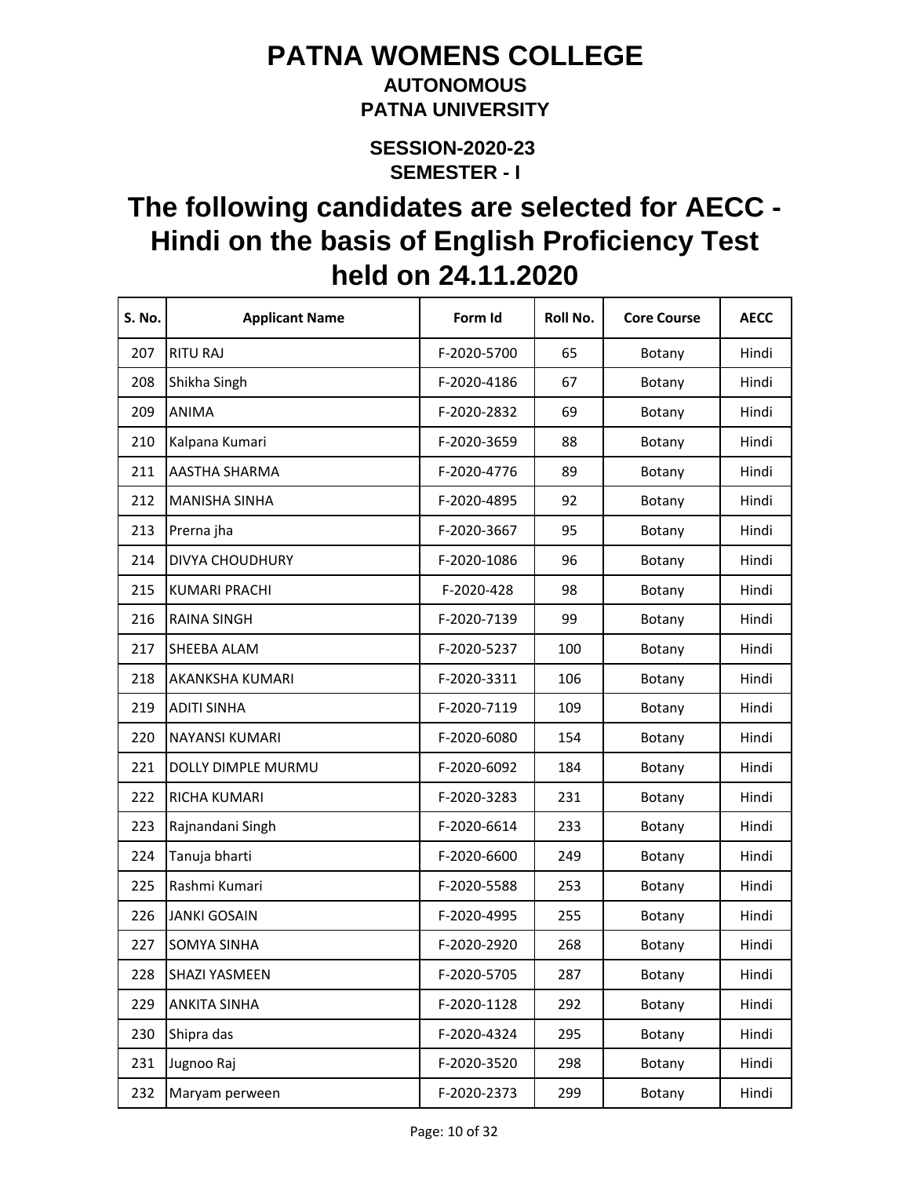# PATNA WOMENS COLLEGE

**AUTONOMOUS**

**PATNA UNIVERSITY**

**SESSION-2020-23**

**SEMESTER - I**

## The following candidates are selected for AECC - Hindi on the basis of English Proficiency Test held on 24.11.2020

| S. No. | Applicant Name | Form Id | Roll No. | Core Course | AECC |
|---|---|---|---|---|---|
| 207 | RITU RAJ | F-2020-5700 | 65 | Botany | Hindi |
| 208 | Shikha Singh | F-2020-4186 | 67 | Botany | Hindi |
| 209 | ANIMA | F-2020-2832 | 69 | Botany | Hindi |
| 210 | Kalpana Kumari | F-2020-3659 | 88 | Botany | Hindi |
| 211 | AASTHA SHARMA | F-2020-4776 | 89 | Botany | Hindi |
| 212 | MANISHA SINHA | F-2020-4895 | 92 | Botany | Hindi |
| 213 | Prerna jha | F-2020-3667 | 95 | Botany | Hindi |
| 214 | DIVYA CHOUDHURY | F-2020-1086 | 96 | Botany | Hindi |
| 215 | KUMARI PRACHI | F-2020-428 | 98 | Botany | Hindi |
| 216 | RAINA SINGH | F-2020-7139 | 99 | Botany | Hindi |
| 217 | SHEEBA ALAM | F-2020-5237 | 100 | Botany | Hindi |
| 218 | AKANKSHA KUMARI | F-2020-3311 | 106 | Botany | Hindi |
| 219 | ADITI SINHA | F-2020-7119 | 109 | Botany | Hindi |
| 220 | NAYANSI KUMARI | F-2020-6080 | 154 | Botany | Hindi |
| 221 | DOLLY DIMPLE MURMU | F-2020-6092 | 184 | Botany | Hindi |
| 222 | RICHA KUMARI | F-2020-3283 | 231 | Botany | Hindi |
| 223 | Rajnandani Singh | F-2020-6614 | 233 | Botany | Hindi |
| 224 | Tanuja bharti | F-2020-6600 | 249 | Botany | Hindi |
| 225 | Rashmi Kumari | F-2020-5588 | 253 | Botany | Hindi |
| 226 | JANKI GOSAIN | F-2020-4995 | 255 | Botany | Hindi |
| 227 | SOMYA SINHA | F-2020-2920 | 268 | Botany | Hindi |
| 228 | SHAZI YASMEEN | F-2020-5705 | 287 | Botany | Hindi |
| 229 | ANKITA SINHA | F-2020-1128 | 292 | Botany | Hindi |
| 230 | Shipra das | F-2020-4324 | 295 | Botany | Hindi |
| 231 | Jugnoo Raj | F-2020-3520 | 298 | Botany | Hindi |
| 232 | Maryam perween | F-2020-2373 | 299 | Botany | Hindi |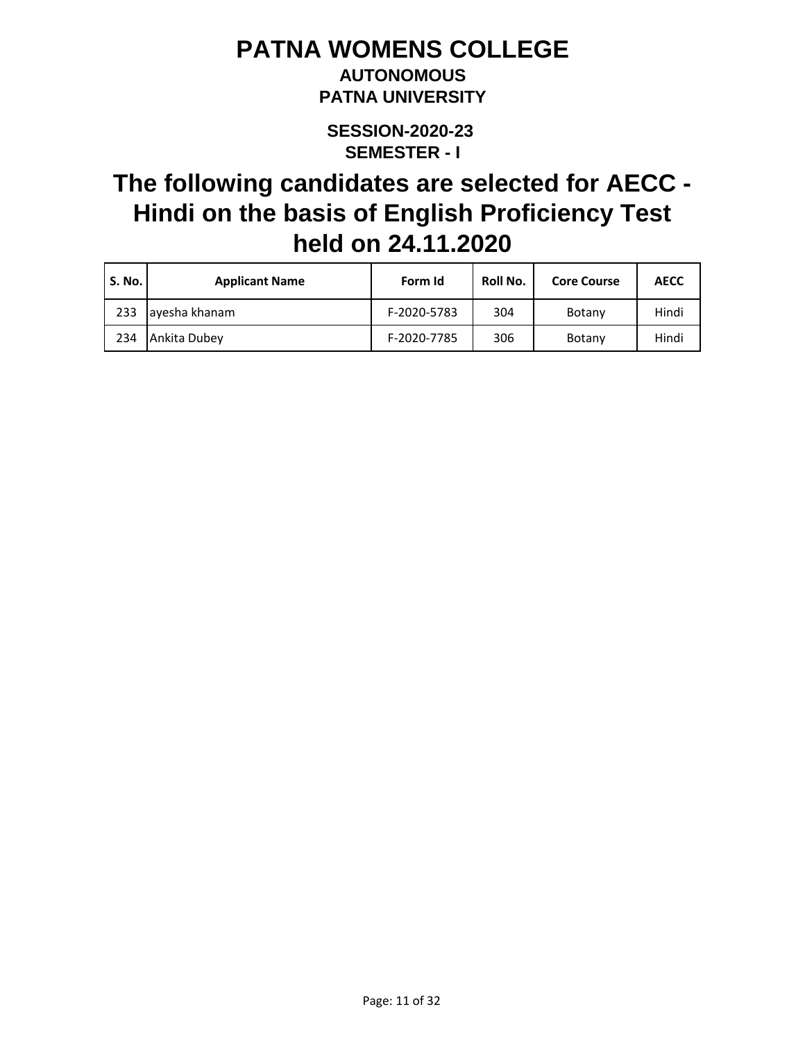# PATNA WOMENS COLLEGE

**AUTONOMOUS**

**PATNA UNIVERSITY**

**SESSION-2020-23**

**SEMESTER - I**

## The following candidates are selected for AECC - Hindi on the basis of English Proficiency Test held on 24.11.2020

| S. No. | Applicant Name | Form Id | Roll No. | Core Course | AECC |
|---|---|---|---|---|---|
| 233 | ayesha khanam | F-2020-5783 | 304 | Botany | Hindi |
| 234 | Ankita Dubey | F-2020-7785 | 306 | Botany | Hindi |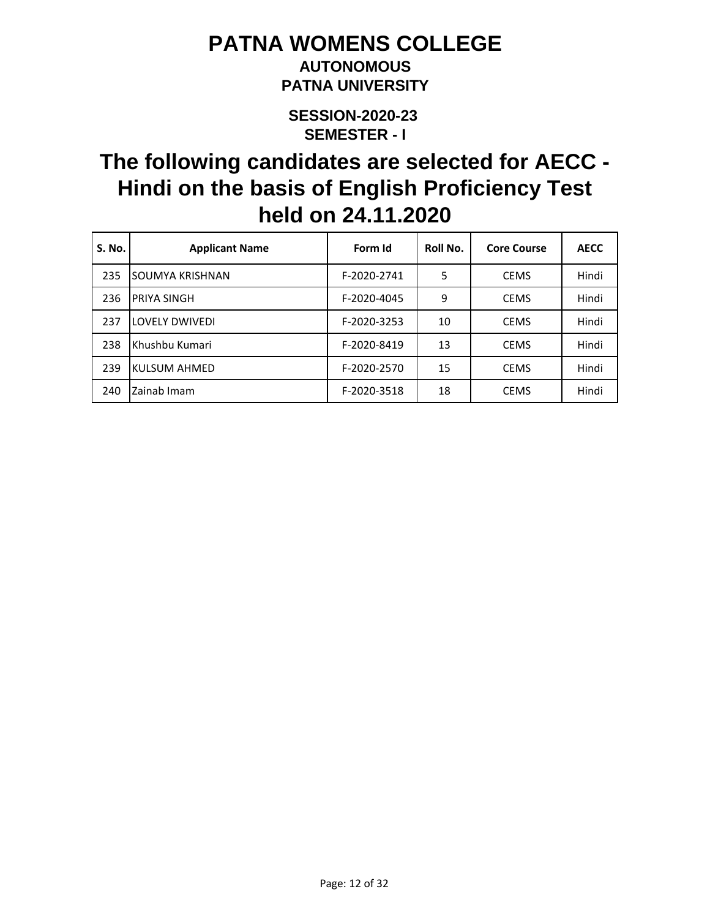# PATNA WOMENS COLLEGE

**AUTONOMOUS**

**PATNA UNIVERSITY**

**SESSION-2020-23**

**SEMESTER - I**

## The following candidates are selected for AECC - Hindi on the basis of English Proficiency Test held on 24.11.2020

| S. No. | Applicant Name | Form Id | Roll No. | Core Course | AECC |
|---|---|---|---|---|---|
| 235 | SOUMYA KRISHNAN | F-2020-2741 | 5 | CEMS | Hindi |
| 236 | PRIYA SINGH | F-2020-4045 | 9 | CEMS | Hindi |
| 237 | LOVELY DWIVEDI | F-2020-3253 | 10 | CEMS | Hindi |
| 238 | Khushbu Kumari | F-2020-8419 | 13 | CEMS | Hindi |
| 239 | KULSUM AHMED | F-2020-2570 | 15 | CEMS | Hindi |
| 240 | Zainab Imam | F-2020-3518 | 18 | CEMS | Hindi |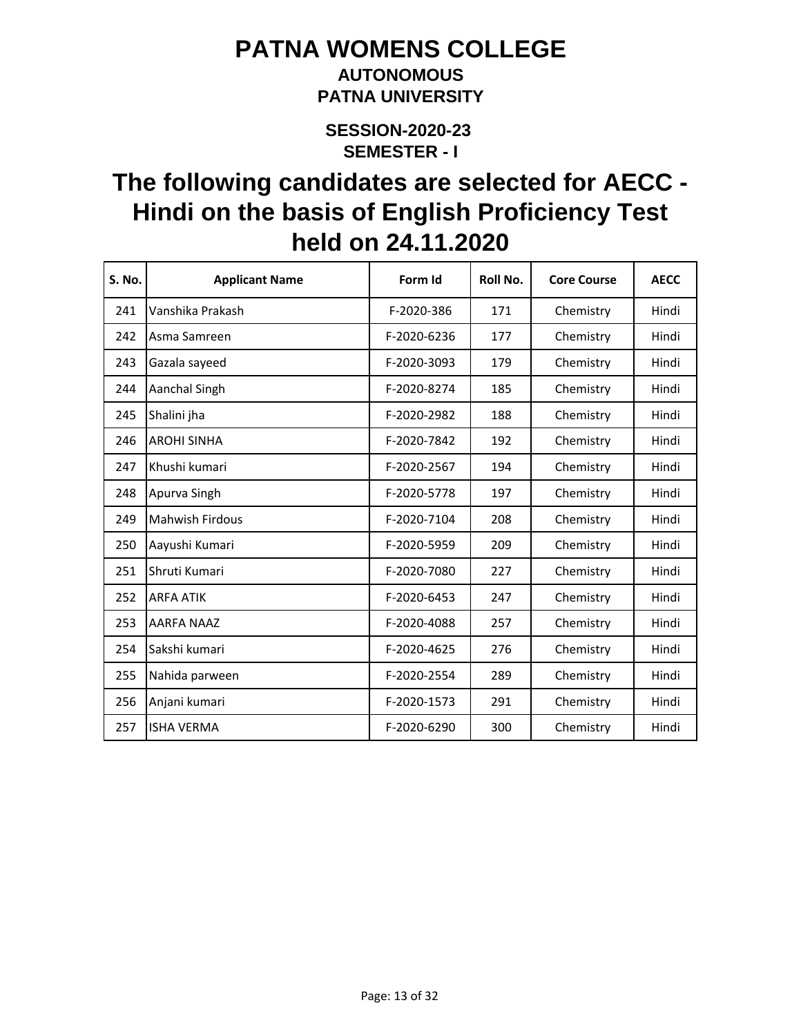# PATNA WOMENS COLLEGE

### AUTONOMOUS

### PATNA UNIVERSITY

### SESSION-2020-23

### SEMESTER - I

## The following candidates are selected for AECC - Hindi on the basis of English Proficiency Test held on 24.11.2020

| S. No. | Applicant Name | Form Id | Roll No. | Core Course | AECC |
|---|---|---|---|---|---|
| 241 | Vanshika Prakash | F-2020-386 | 171 | Chemistry | Hindi |
| 242 | Asma Samreen | F-2020-6236 | 177 | Chemistry | Hindi |
| 243 | Gazala sayeed | F-2020-3093 | 179 | Chemistry | Hindi |
| 244 | Aanchal Singh | F-2020-8274 | 185 | Chemistry | Hindi |
| 245 | Shalini jha | F-2020-2982 | 188 | Chemistry | Hindi |
| 246 | AROHI SINHA | F-2020-7842 | 192 | Chemistry | Hindi |
| 247 | Khushi kumari | F-2020-2567 | 194 | Chemistry | Hindi |
| 248 | Apurva Singh | F-2020-5778 | 197 | Chemistry | Hindi |
| 249 | Mahwish Firdous | F-2020-7104 | 208 | Chemistry | Hindi |
| 250 | Aayushi Kumari | F-2020-5959 | 209 | Chemistry | Hindi |
| 251 | Shruti Kumari | F-2020-7080 | 227 | Chemistry | Hindi |
| 252 | ARFA ATIK | F-2020-6453 | 247 | Chemistry | Hindi |
| 253 | AARFA NAAZ | F-2020-4088 | 257 | Chemistry | Hindi |
| 254 | Sakshi kumari | F-2020-4625 | 276 | Chemistry | Hindi |
| 255 | Nahida parween | F-2020-2554 | 289 | Chemistry | Hindi |
| 256 | Anjani kumari | F-2020-1573 | 291 | Chemistry | Hindi |
| 257 | ISHA VERMA | F-2020-6290 | 300 | Chemistry | Hindi |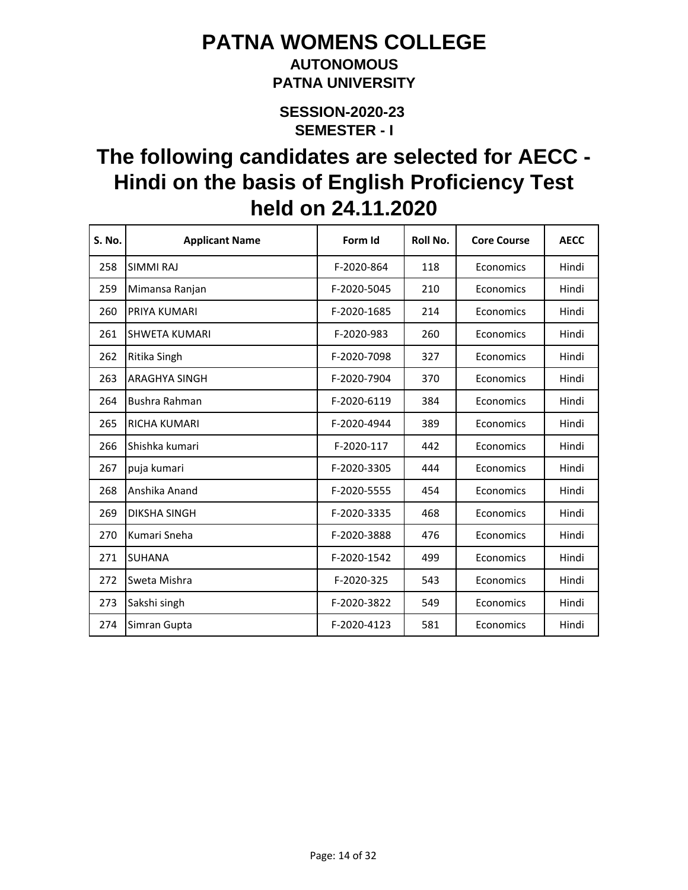# PATNA WOMENS COLLEGE

### AUTONOMOUS

### PATNA UNIVERSITY

### SESSION-2020-23

### SEMESTER - I

## The following candidates are selected for AECC - Hindi on the basis of English Proficiency Test held on 24.11.2020

| S. No. | Applicant Name | Form Id | Roll No. | Core Course | AECC |
|---|---|---|---|---|---|
| 258 | SIMMI RAJ | F-2020-864 | 118 | Economics | Hindi |
| 259 | Mimansa Ranjan | F-2020-5045 | 210 | Economics | Hindi |
| 260 | PRIYA KUMARI | F-2020-1685 | 214 | Economics | Hindi |
| 261 | SHWETA KUMARI | F-2020-983 | 260 | Economics | Hindi |
| 262 | Ritika Singh | F-2020-7098 | 327 | Economics | Hindi |
| 263 | ARAGHYA SINGH | F-2020-7904 | 370 | Economics | Hindi |
| 264 | Bushra Rahman | F-2020-6119 | 384 | Economics | Hindi |
| 265 | RICHA KUMARI | F-2020-4944 | 389 | Economics | Hindi |
| 266 | Shishka kumari | F-2020-117 | 442 | Economics | Hindi |
| 267 | puja kumari | F-2020-3305 | 444 | Economics | Hindi |
| 268 | Anshika Anand | F-2020-5555 | 454 | Economics | Hindi |
| 269 | DIKSHA SINGH | F-2020-3335 | 468 | Economics | Hindi |
| 270 | Kumari Sneha | F-2020-3888 | 476 | Economics | Hindi |
| 271 | SUHANA | F-2020-1542 | 499 | Economics | Hindi |
| 272 | Sweta Mishra | F-2020-325 | 543 | Economics | Hindi |
| 273 | Sakshi singh | F-2020-3822 | 549 | Economics | Hindi |
| 274 | Simran Gupta | F-2020-4123 | 581 | Economics | Hindi |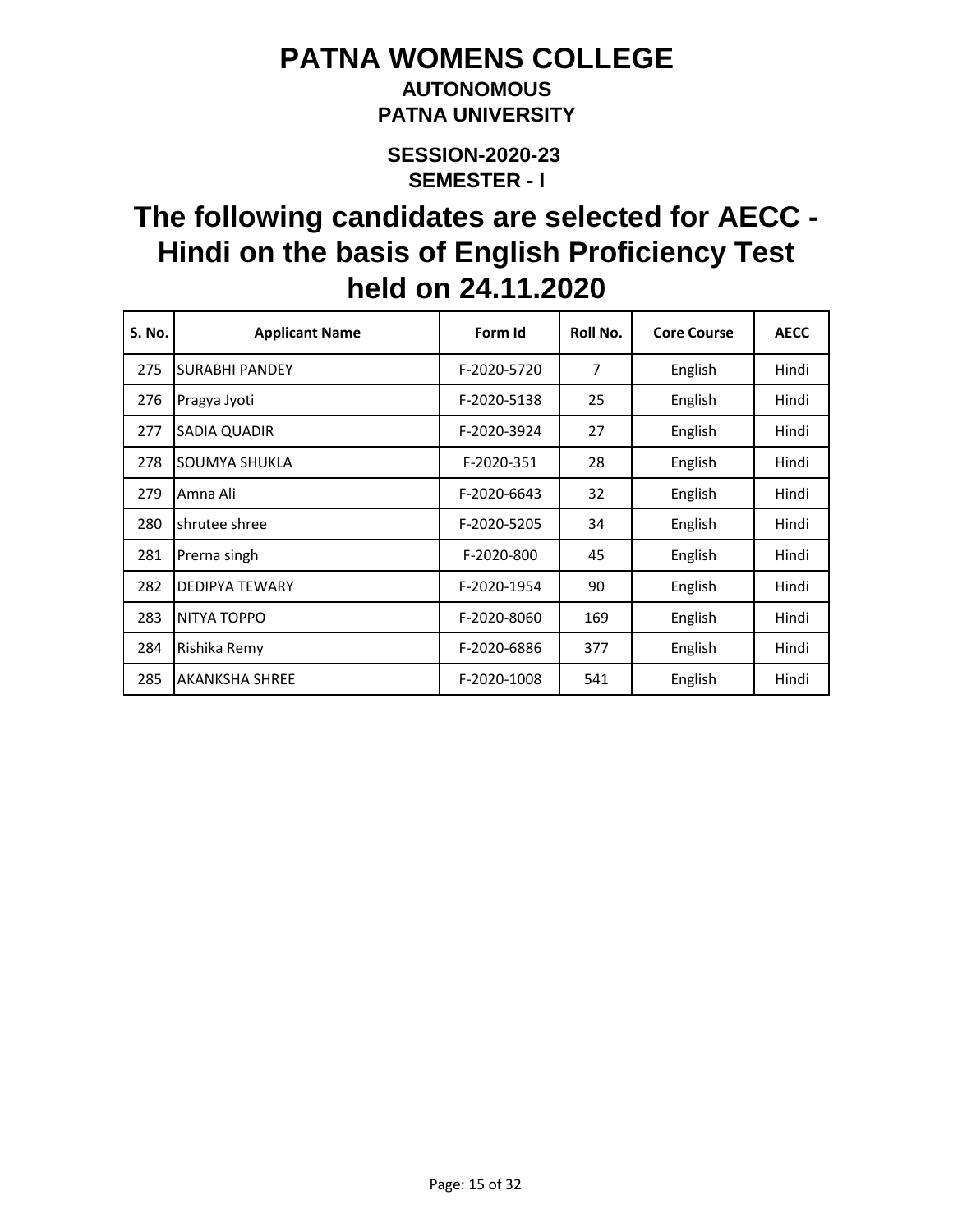# PATNA WOMENS COLLEGE

## AUTONOMOUS
## PATNA UNIVERSITY

### SESSION-2020-23
### SEMESTER - I

# The following candidates are selected for AECC - Hindi on the basis of English Proficiency Test held on 24.11.2020

| S. No. | Applicant Name | Form Id | Roll No. | Core Course | AECC |
|---|---|---|---|---|---|
| 275 | SURABHI PANDEY | F-2020-5720 | 7 | English | Hindi |
| 276 | Pragya Jyoti | F-2020-5138 | 25 | English | Hindi |
| 277 | SADIA QUADIR | F-2020-3924 | 27 | English | Hindi |
| 278 | SOUMYA SHUKLA | F-2020-351 | 28 | English | Hindi |
| 279 | Amna Ali | F-2020-6643 | 32 | English | Hindi |
| 280 | shrutee shree | F-2020-5205 | 34 | English | Hindi |
| 281 | Prerna singh | F-2020-800 | 45 | English | Hindi |
| 282 | DEDIPYA TEWARY | F-2020-1954 | 90 | English | Hindi |
| 283 | NITYA TOPPO | F-2020-8060 | 169 | English | Hindi |
| 284 | Rishika Remy | F-2020-6886 | 377 | English | Hindi |
| 285 | AKANKSHA SHREE | F-2020-1008 | 541 | English | Hindi |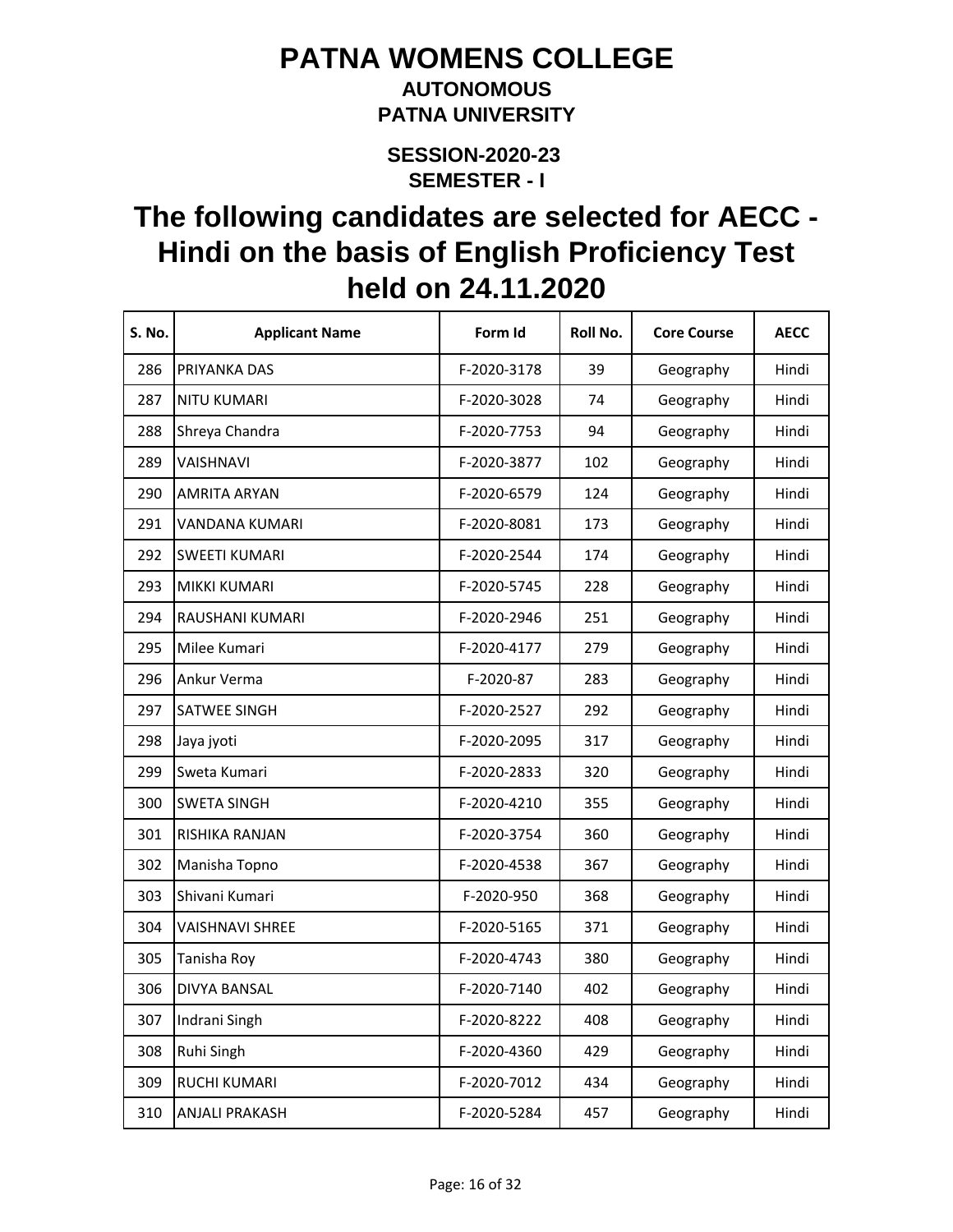# PATNA WOMENS COLLEGE

## AUTONOMOUS

## PATNA UNIVERSITY

### SESSION-2020-23

### SEMESTER - I

# The following candidates are selected for AECC - Hindi on the basis of English Proficiency Test held on 24.11.2020

| S. No. | Applicant Name | Form Id | Roll No. | Core Course | AECC |
|---|---|---|---|---|---|
| 286 | PRIYANKA DAS | F-2020-3178 | 39 | Geography | Hindi |
| 287 | NITU KUMARI | F-2020-3028 | 74 | Geography | Hindi |
| 288 | Shreya Chandra | F-2020-7753 | 94 | Geography | Hindi |
| 289 | VAISHNAVI | F-2020-3877 | 102 | Geography | Hindi |
| 290 | AMRITA ARYAN | F-2020-6579 | 124 | Geography | Hindi |
| 291 | VANDANA KUMARI | F-2020-8081 | 173 | Geography | Hindi |
| 292 | SWEETI KUMARI | F-2020-2544 | 174 | Geography | Hindi |
| 293 | MIKKI KUMARI | F-2020-5745 | 228 | Geography | Hindi |
| 294 | RAUSHANI KUMARI | F-2020-2946 | 251 | Geography | Hindi |
| 295 | Milee Kumari | F-2020-4177 | 279 | Geography | Hindi |
| 296 | Ankur Verma | F-2020-87 | 283 | Geography | Hindi |
| 297 | SATWEE SINGH | F-2020-2527 | 292 | Geography | Hindi |
| 298 | Jaya jyoti | F-2020-2095 | 317 | Geography | Hindi |
| 299 | Sweta Kumari | F-2020-2833 | 320 | Geography | Hindi |
| 300 | SWETA SINGH | F-2020-4210 | 355 | Geography | Hindi |
| 301 | RISHIKA RANJAN | F-2020-3754 | 360 | Geography | Hindi |
| 302 | Manisha Topno | F-2020-4538 | 367 | Geography | Hindi |
| 303 | Shivani Kumari | F-2020-950 | 368 | Geography | Hindi |
| 304 | VAISHNAVI SHREE | F-2020-5165 | 371 | Geography | Hindi |
| 305 | Tanisha Roy | F-2020-4743 | 380 | Geography | Hindi |
| 306 | DIVYA BANSAL | F-2020-7140 | 402 | Geography | Hindi |
| 307 | Indrani Singh | F-2020-8222 | 408 | Geography | Hindi |
| 308 | Ruhi Singh | F-2020-4360 | 429 | Geography | Hindi |
| 309 | RUCHI KUMARI | F-2020-7012 | 434 | Geography | Hindi |
| 310 | ANJALI PRAKASH | F-2020-5284 | 457 | Geography | Hindi |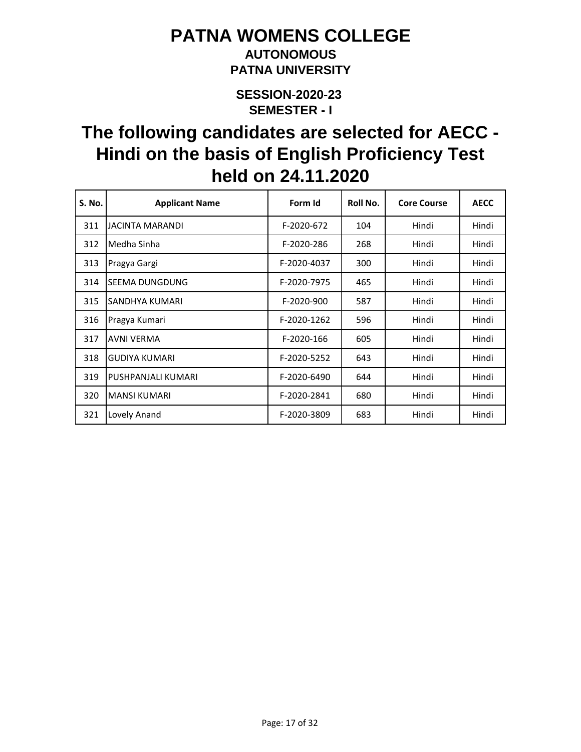# PATNA WOMENS COLLEGE

## AUTONOMOUS

## PATNA UNIVERSITY

### SESSION-2020-23

### SEMESTER - I

## The following candidates are selected for AECC - Hindi on the basis of English Proficiency Test held on 24.11.2020

| S. No. | Applicant Name | Form Id | Roll No. | Core Course | AECC |
|---|---|---|---|---|---|
| 311 | JACINTA MARANDI | F-2020-672 | 104 | Hindi | Hindi |
| 312 | Medha Sinha | F-2020-286 | 268 | Hindi | Hindi |
| 313 | Pragya Gargi | F-2020-4037 | 300 | Hindi | Hindi |
| 314 | SEEMA DUNGDUNG | F-2020-7975 | 465 | Hindi | Hindi |
| 315 | SANDHYA KUMARI | F-2020-900 | 587 | Hindi | Hindi |
| 316 | Pragya Kumari | F-2020-1262 | 596 | Hindi | Hindi |
| 317 | AVNI VERMA | F-2020-166 | 605 | Hindi | Hindi |
| 318 | GUDIYA KUMARI | F-2020-5252 | 643 | Hindi | Hindi |
| 319 | PUSHPANJALI KUMARI | F-2020-6490 | 644 | Hindi | Hindi |
| 320 | MANSI KUMARI | F-2020-2841 | 680 | Hindi | Hindi |
| 321 | Lovely Anand | F-2020-3809 | 683 | Hindi | Hindi |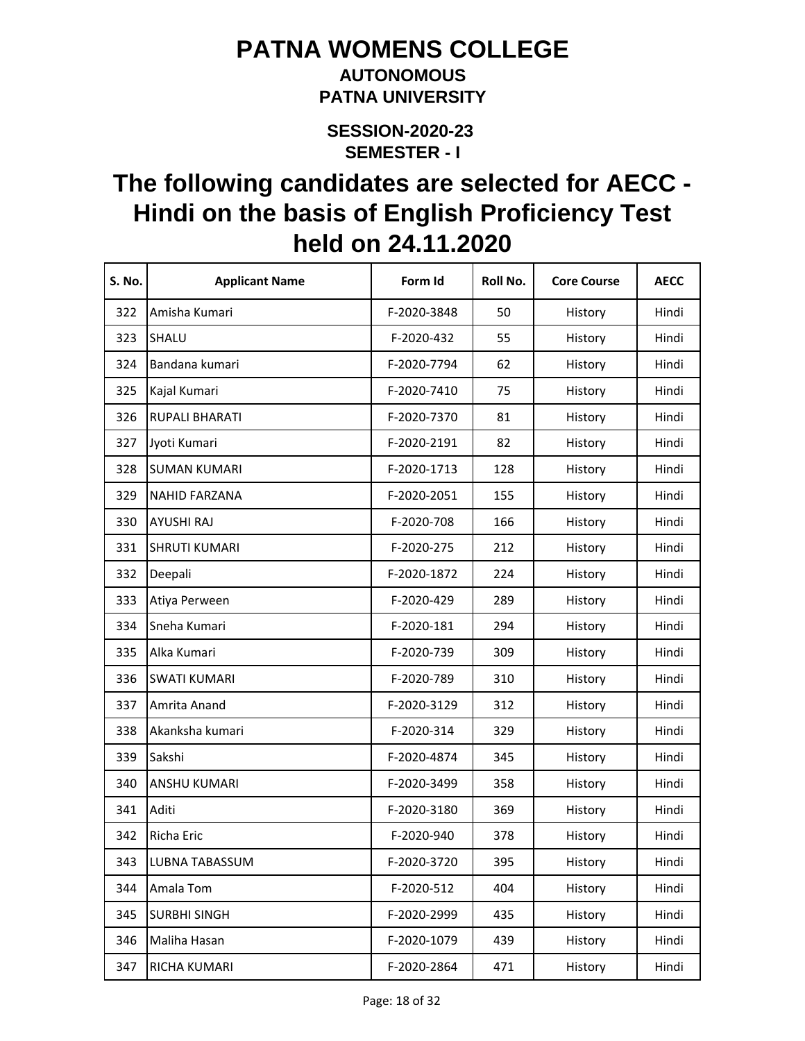# PATNA WOMENS COLLEGE

## AUTONOMOUS

## PATNA UNIVERSITY

### SESSION-2020-23

### SEMESTER - I

# The following candidates are selected for AECC - Hindi on the basis of English Proficiency Test held on 24.11.2020

| S. No. | Applicant Name | Form Id | Roll No. | Core Course | AECC |
|---|---|---|---|---|---|
| 322 | Amisha Kumari | F-2020-3848 | 50 | History | Hindi |
| 323 | SHALU | F-2020-432 | 55 | History | Hindi |
| 324 | Bandana kumari | F-2020-7794 | 62 | History | Hindi |
| 325 | Kajal Kumari | F-2020-7410 | 75 | History | Hindi |
| 326 | RUPALI BHARATI | F-2020-7370 | 81 | History | Hindi |
| 327 | Jyoti Kumari | F-2020-2191 | 82 | History | Hindi |
| 328 | SUMAN KUMARI | F-2020-1713 | 128 | History | Hindi |
| 329 | NAHID FARZANA | F-2020-2051 | 155 | History | Hindi |
| 330 | AYUSHI RAJ | F-2020-708 | 166 | History | Hindi |
| 331 | SHRUTI KUMARI | F-2020-275 | 212 | History | Hindi |
| 332 | Deepali | F-2020-1872 | 224 | History | Hindi |
| 333 | Atiya Perween | F-2020-429 | 289 | History | Hindi |
| 334 | Sneha Kumari | F-2020-181 | 294 | History | Hindi |
| 335 | Alka Kumari | F-2020-739 | 309 | History | Hindi |
| 336 | SWATI KUMARI | F-2020-789 | 310 | History | Hindi |
| 337 | Amrita Anand | F-2020-3129 | 312 | History | Hindi |
| 338 | Akanksha kumari | F-2020-314 | 329 | History | Hindi |
| 339 | Sakshi | F-2020-4874 | 345 | History | Hindi |
| 340 | ANSHU KUMARI | F-2020-3499 | 358 | History | Hindi |
| 341 | Aditi | F-2020-3180 | 369 | History | Hindi |
| 342 | Richa Eric | F-2020-940 | 378 | History | Hindi |
| 343 | LUBNA TABASSUM | F-2020-3720 | 395 | History | Hindi |
| 344 | Amala Tom | F-2020-512 | 404 | History | Hindi |
| 345 | SURBHI SINGH | F-2020-2999 | 435 | History | Hindi |
| 346 | Maliha Hasan | F-2020-1079 | 439 | History | Hindi |
| 347 | RICHA KUMARI | F-2020-2864 | 471 | History | Hindi |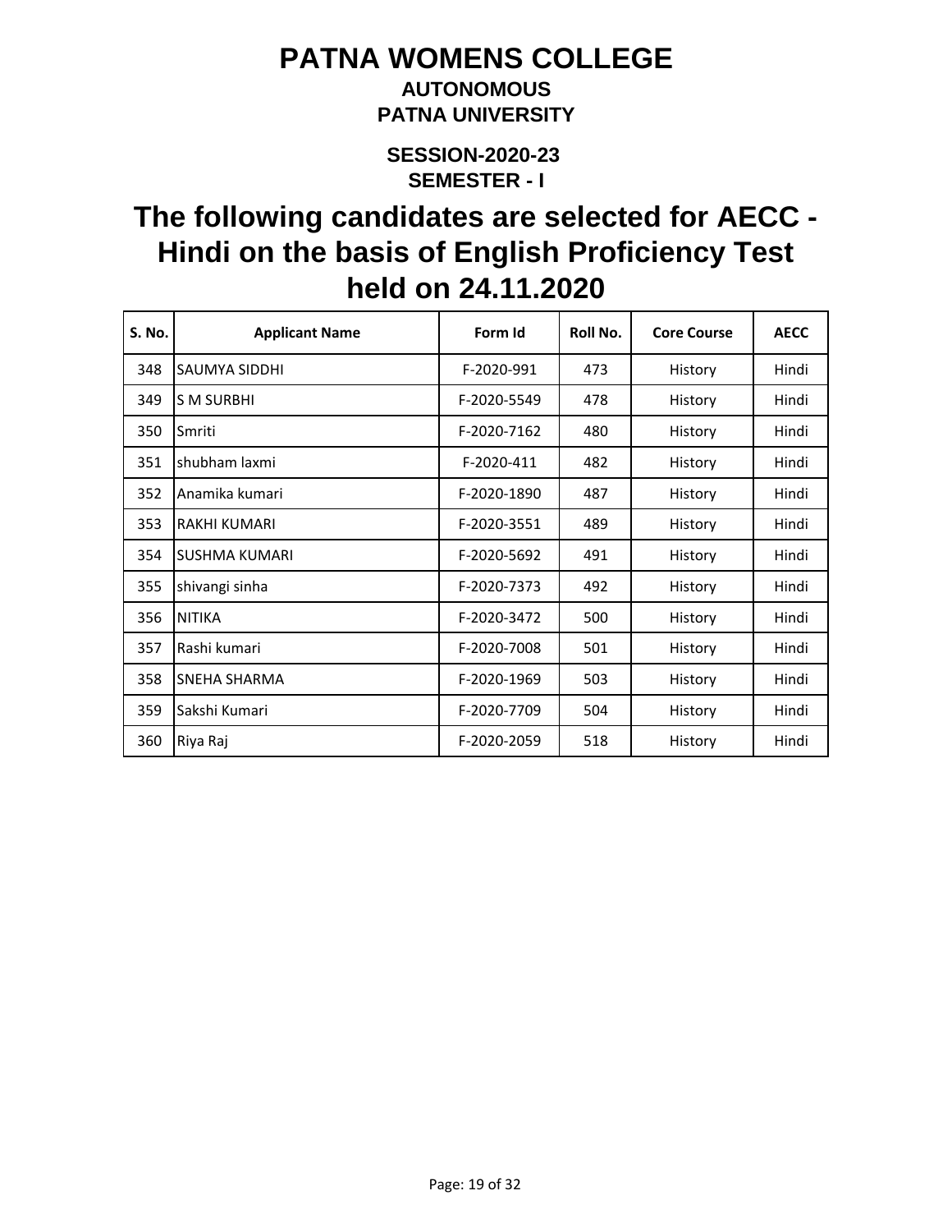# PATNA WOMENS COLLEGE

### AUTONOMOUS

### PATNA UNIVERSITY

### SESSION-2020-23

### SEMESTER - I

## The following candidates are selected for AECC - Hindi on the basis of English Proficiency Test held on 24.11.2020

| S. No. | Applicant Name | Form Id | Roll No. | Core Course | AECC |
|---|---|---|---|---|---|
| 348 | SAUMYA SIDDHI | F-2020-991 | 473 | History | Hindi |
| 349 | S M SURBHI | F-2020-5549 | 478 | History | Hindi |
| 350 | Smriti | F-2020-7162 | 480 | History | Hindi |
| 351 | shubham laxmi | F-2020-411 | 482 | History | Hindi |
| 352 | Anamika kumari | F-2020-1890 | 487 | History | Hindi |
| 353 | RAKHI KUMARI | F-2020-3551 | 489 | History | Hindi |
| 354 | SUSHMA KUMARI | F-2020-5692 | 491 | History | Hindi |
| 355 | shivangi sinha | F-2020-7373 | 492 | History | Hindi |
| 356 | NITIKA | F-2020-3472 | 500 | History | Hindi |
| 357 | Rashi kumari | F-2020-7008 | 501 | History | Hindi |
| 358 | SNEHA SHARMA | F-2020-1969 | 503 | History | Hindi |
| 359 | Sakshi Kumari | F-2020-7709 | 504 | History | Hindi |
| 360 | Riya Raj | F-2020-2059 | 518 | History | Hindi |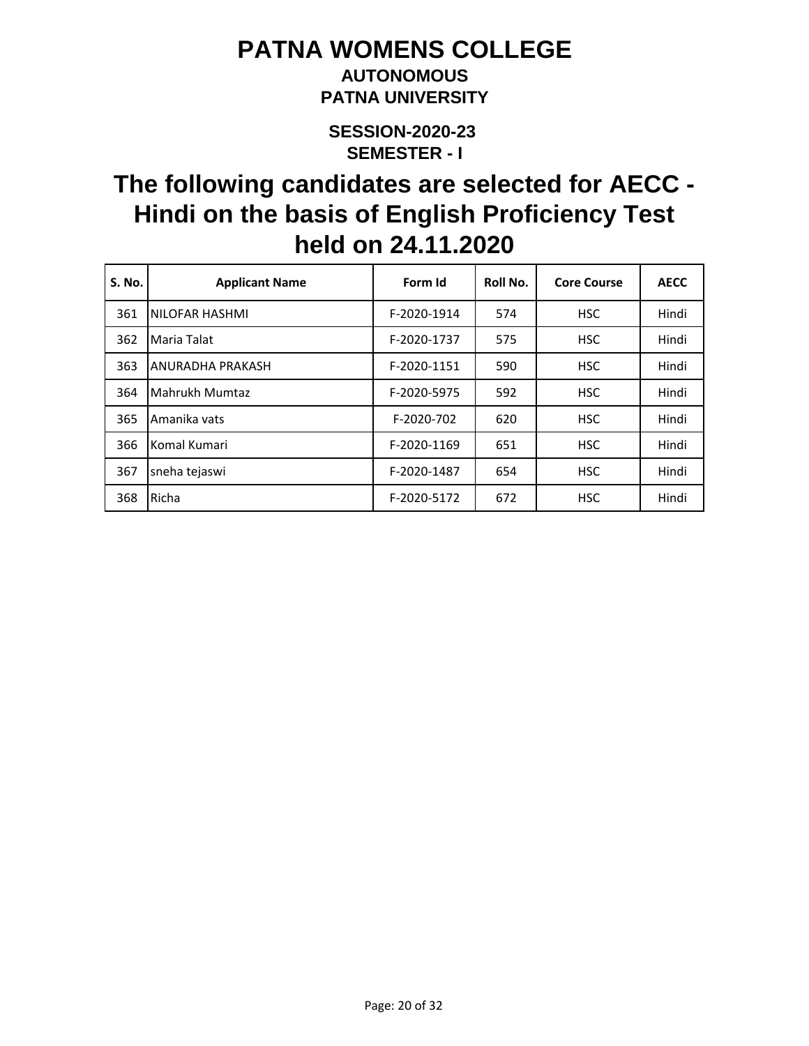# PATNA WOMENS COLLEGE

**AUTONOMOUS**

**PATNA UNIVERSITY**

**SESSION-2020-23**

**SEMESTER - I**

## The following candidates are selected for AECC - Hindi on the basis of English Proficiency Test held on 24.11.2020

| S. No. | Applicant Name | Form Id | Roll No. | Core Course | AECC |
|---|---|---|---|---|---|
| 361 | NILOFAR HASHMI | F-2020-1914 | 574 | HSC | Hindi |
| 362 | Maria Talat | F-2020-1737 | 575 | HSC | Hindi |
| 363 | ANURADHA PRAKASH | F-2020-1151 | 590 | HSC | Hindi |
| 364 | Mahrukh Mumtaz | F-2020-5975 | 592 | HSC | Hindi |
| 365 | Amanika vats | F-2020-702 | 620 | HSC | Hindi |
| 366 | Komal Kumari | F-2020-1169 | 651 | HSC | Hindi |
| 367 | sneha tejaswi | F-2020-1487 | 654 | HSC | Hindi |
| 368 | Richa | F-2020-5172 | 672 | HSC | Hindi |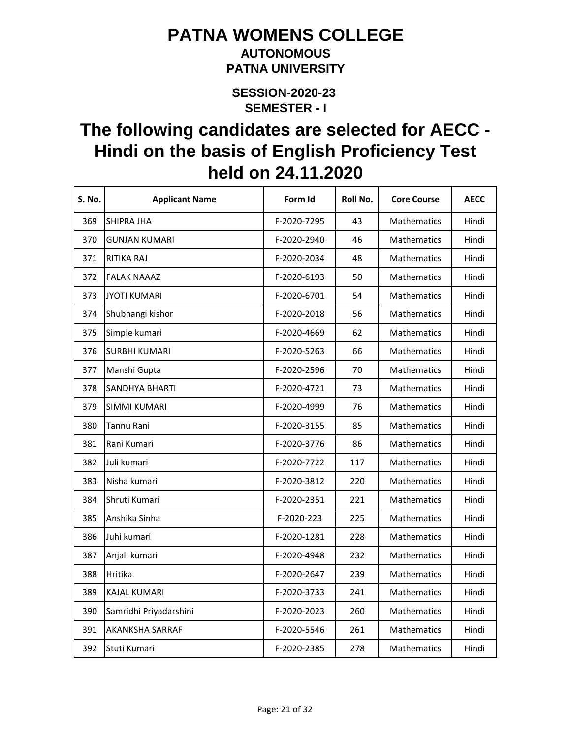# PATNA WOMENS COLLEGE

### AUTONOMOUS
### PATNA UNIVERSITY

### SESSION-2020-23
### SEMESTER - I

## The following candidates are selected for AECC - Hindi on the basis of English Proficiency Test held on 24.11.2020

| S. No. | Applicant Name | Form Id | Roll No. | Core Course | AECC |
|---|---|---|---|---|---|
| 369 | SHIPRA JHA | F-2020-7295 | 43 | Mathematics | Hindi |
| 370 | GUNJAN KUMARI | F-2020-2940 | 46 | Mathematics | Hindi |
| 371 | RITIKA RAJ | F-2020-2034 | 48 | Mathematics | Hindi |
| 372 | FALAK NAAAZ | F-2020-6193 | 50 | Mathematics | Hindi |
| 373 | JYOTI KUMARI | F-2020-6701 | 54 | Mathematics | Hindi |
| 374 | Shubhangi kishor | F-2020-2018 | 56 | Mathematics | Hindi |
| 375 | Simple kumari | F-2020-4669 | 62 | Mathematics | Hindi |
| 376 | SURBHI KUMARI | F-2020-5263 | 66 | Mathematics | Hindi |
| 377 | Manshi Gupta | F-2020-2596 | 70 | Mathematics | Hindi |
| 378 | SANDHYA BHARTI | F-2020-4721 | 73 | Mathematics | Hindi |
| 379 | SIMMI KUMARI | F-2020-4999 | 76 | Mathematics | Hindi |
| 380 | Tannu Rani | F-2020-3155 | 85 | Mathematics | Hindi |
| 381 | Rani Kumari | F-2020-3776 | 86 | Mathematics | Hindi |
| 382 | Juli kumari | F-2020-7722 | 117 | Mathematics | Hindi |
| 383 | Nisha kumari | F-2020-3812 | 220 | Mathematics | Hindi |
| 384 | Shruti Kumari | F-2020-2351 | 221 | Mathematics | Hindi |
| 385 | Anshika Sinha | F-2020-223 | 225 | Mathematics | Hindi |
| 386 | Juhi kumari | F-2020-1281 | 228 | Mathematics | Hindi |
| 387 | Anjali kumari | F-2020-4948 | 232 | Mathematics | Hindi |
| 388 | Hritika | F-2020-2647 | 239 | Mathematics | Hindi |
| 389 | KAJAL KUMARI | F-2020-3733 | 241 | Mathematics | Hindi |
| 390 | Samridhi Priyadarshini | F-2020-2023 | 260 | Mathematics | Hindi |
| 391 | AKANKSHA SARRAF | F-2020-5546 | 261 | Mathematics | Hindi |
| 392 | Stuti Kumari | F-2020-2385 | 278 | Mathematics | Hindi |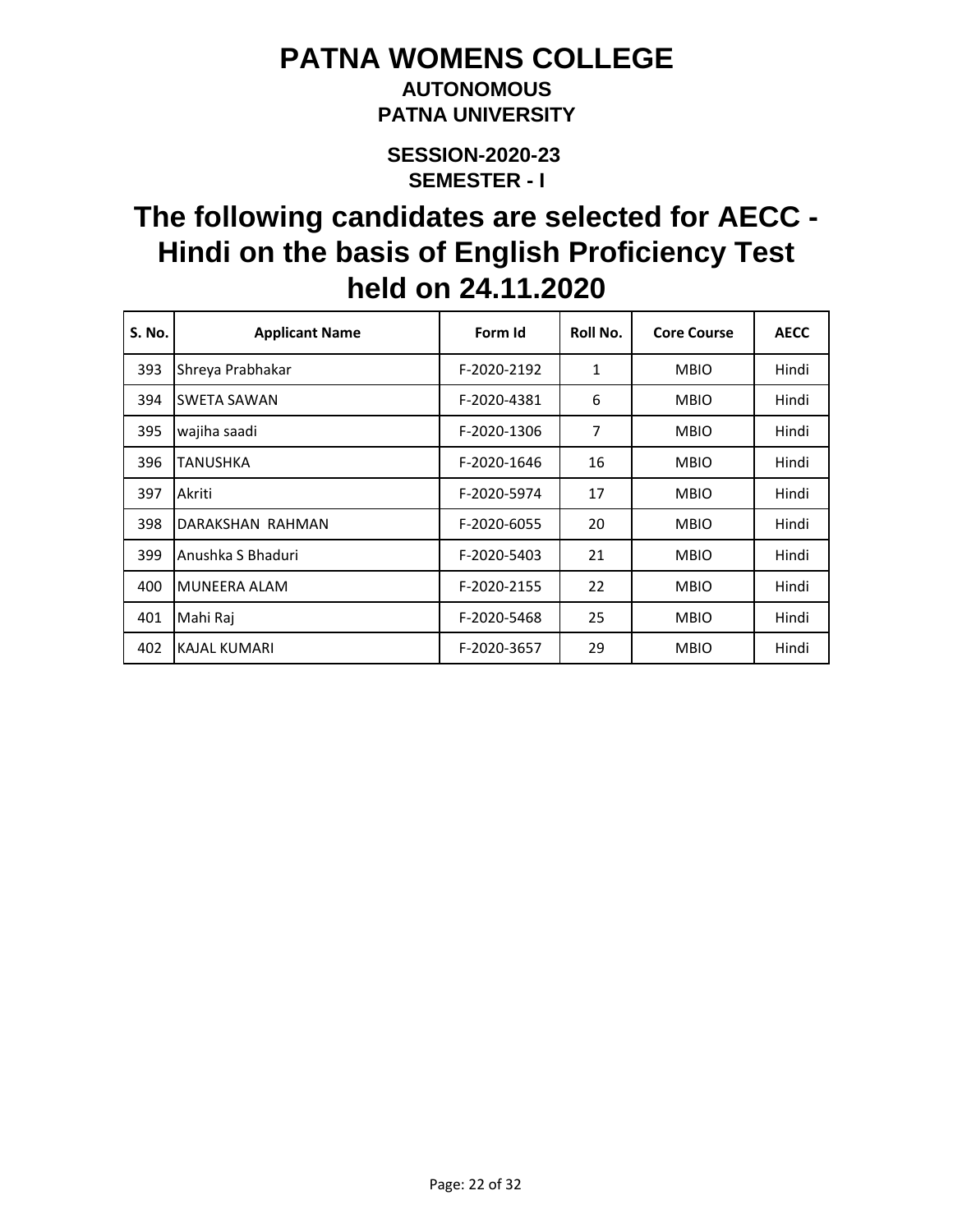# PATNA WOMENS COLLEGE

### AUTONOMOUS

### PATNA UNIVERSITY

### SESSION-2020-23

### SEMESTER - I

## The following candidates are selected for AECC - Hindi on the basis of English Proficiency Test held on 24.11.2020

| S. No. | Applicant Name | Form Id | Roll No. | Core Course | AECC |
|---|---|---|---|---|---|
| 393 | Shreya Prabhakar | F-2020-2192 | 1 | MBIO | Hindi |
| 394 | SWETA SAWAN | F-2020-4381 | 6 | MBIO | Hindi |
| 395 | wajiha saadi | F-2020-1306 | 7 | MBIO | Hindi |
| 396 | TANUSHKA | F-2020-1646 | 16 | MBIO | Hindi |
| 397 | Akriti | F-2020-5974 | 17 | MBIO | Hindi |
| 398 | DARAKSHAN RAHMAN | F-2020-6055 | 20 | MBIO | Hindi |
| 399 | Anushka S Bhaduri | F-2020-5403 | 21 | MBIO | Hindi |
| 400 | MUNEERA ALAM | F-2020-2155 | 22 | MBIO | Hindi |
| 401 | Mahi Raj | F-2020-5468 | 25 | MBIO | Hindi |
| 402 | KAJAL KUMARI | F-2020-3657 | 29 | MBIO | Hindi |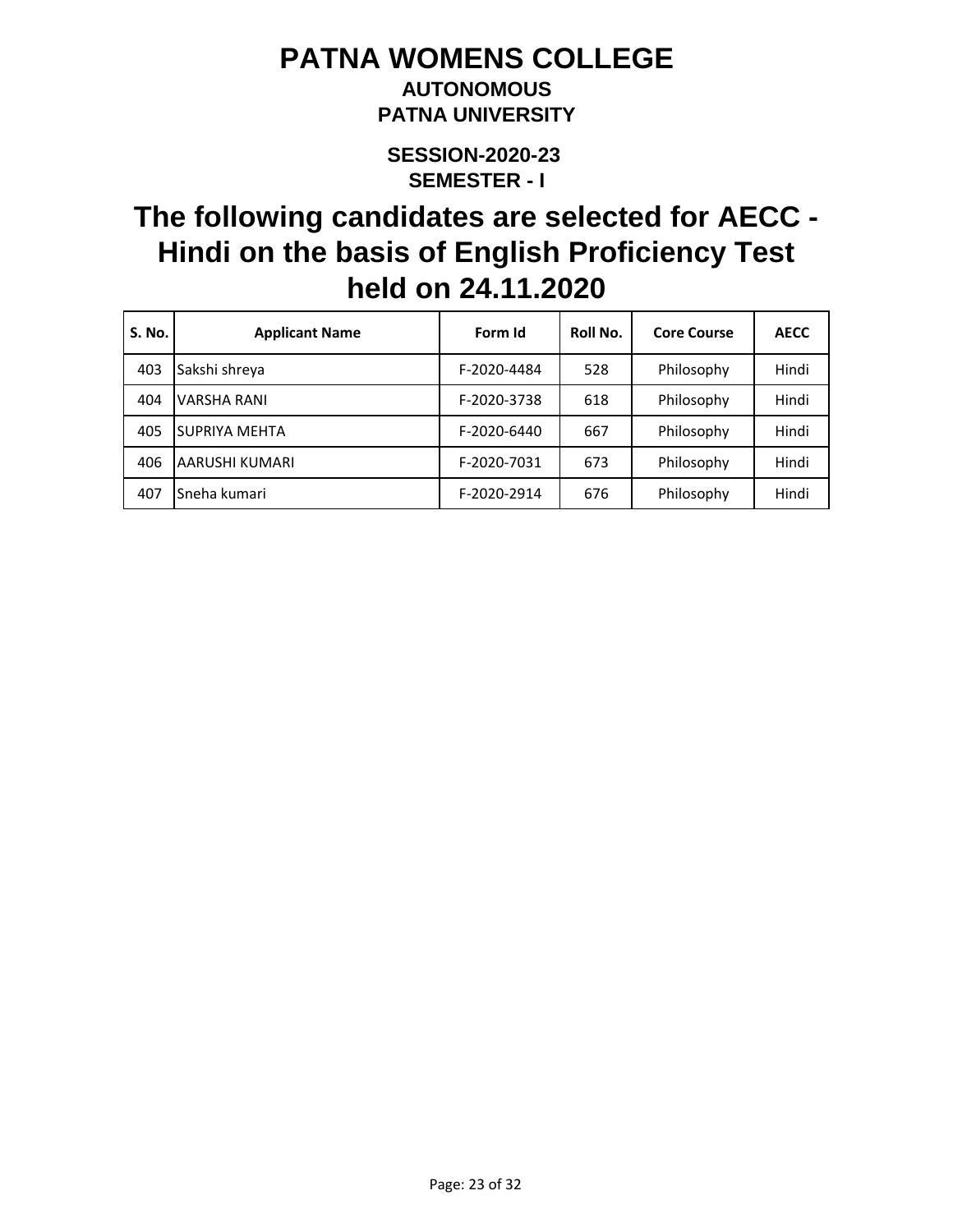# PATNA WOMENS COLLEGE

**AUTONOMOUS**

**PATNA UNIVERSITY**

**SESSION-2020-23**

**SEMESTER - I**

## The following candidates are selected for AECC - Hindi on the basis of English Proficiency Test held on 24.11.2020

| S. No. | Applicant Name | Form Id | Roll No. | Core Course | AECC |
|---|---|---|---|---|---|
| 403 | Sakshi shreya | F-2020-4484 | 528 | Philosophy | Hindi |
| 404 | VARSHA RANI | F-2020-3738 | 618 | Philosophy | Hindi |
| 405 | SUPRIYA MEHTA | F-2020-6440 | 667 | Philosophy | Hindi |
| 406 | AARUSHI KUMARI | F-2020-7031 | 673 | Philosophy | Hindi |
| 407 | Sneha kumari | F-2020-2914 | 676 | Philosophy | Hindi |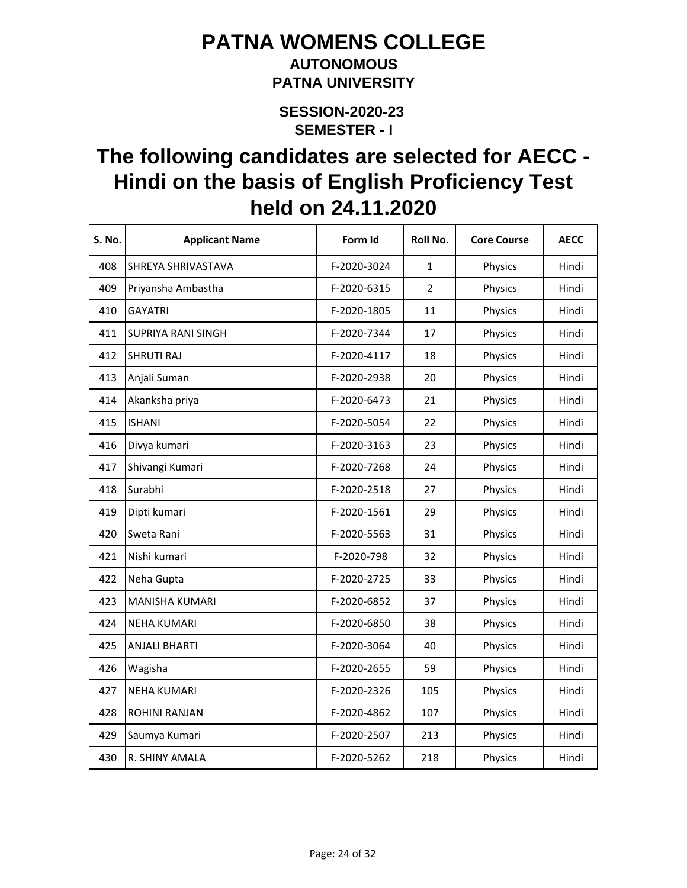# PATNA WOMENS COLLEGE

**AUTONOMOUS**

**PATNA UNIVERSITY**

**SESSION-2020-23**

**SEMESTER - I**

## The following candidates are selected for AECC - Hindi on the basis of English Proficiency Test held on 24.11.2020

| S. No. | Applicant Name | Form Id | Roll No. | Core Course | AECC |
|---|---|---|---|---|---|
| 408 | SHREYA SHRIVASTAVA | F-2020-3024 | 1 | Physics | Hindi |
| 409 | Priyansha Ambastha | F-2020-6315 | 2 | Physics | Hindi |
| 410 | GAYATRI | F-2020-1805 | 11 | Physics | Hindi |
| 411 | SUPRIYA RANI SINGH | F-2020-7344 | 17 | Physics | Hindi |
| 412 | SHRUTI RAJ | F-2020-4117 | 18 | Physics | Hindi |
| 413 | Anjali Suman | F-2020-2938 | 20 | Physics | Hindi |
| 414 | Akanksha priya | F-2020-6473 | 21 | Physics | Hindi |
| 415 | ISHANI | F-2020-5054 | 22 | Physics | Hindi |
| 416 | Divya kumari | F-2020-3163 | 23 | Physics | Hindi |
| 417 | Shivangi Kumari | F-2020-7268 | 24 | Physics | Hindi |
| 418 | Surabhi | F-2020-2518 | 27 | Physics | Hindi |
| 419 | Dipti kumari | F-2020-1561 | 29 | Physics | Hindi |
| 420 | Sweta Rani | F-2020-5563 | 31 | Physics | Hindi |
| 421 | Nishi kumari | F-2020-798 | 32 | Physics | Hindi |
| 422 | Neha Gupta | F-2020-2725 | 33 | Physics | Hindi |
| 423 | MANISHA KUMARI | F-2020-6852 | 37 | Physics | Hindi |
| 424 | NEHA KUMARI | F-2020-6850 | 38 | Physics | Hindi |
| 425 | ANJALI BHARTI | F-2020-3064 | 40 | Physics | Hindi |
| 426 | Wagisha | F-2020-2655 | 59 | Physics | Hindi |
| 427 | NEHA KUMARI | F-2020-2326 | 105 | Physics | Hindi |
| 428 | ROHINI RANJAN | F-2020-4862 | 107 | Physics | Hindi |
| 429 | Saumya Kumari | F-2020-2507 | 213 | Physics | Hindi |
| 430 | R. SHINY AMALA | F-2020-5262 | 218 | Physics | Hindi |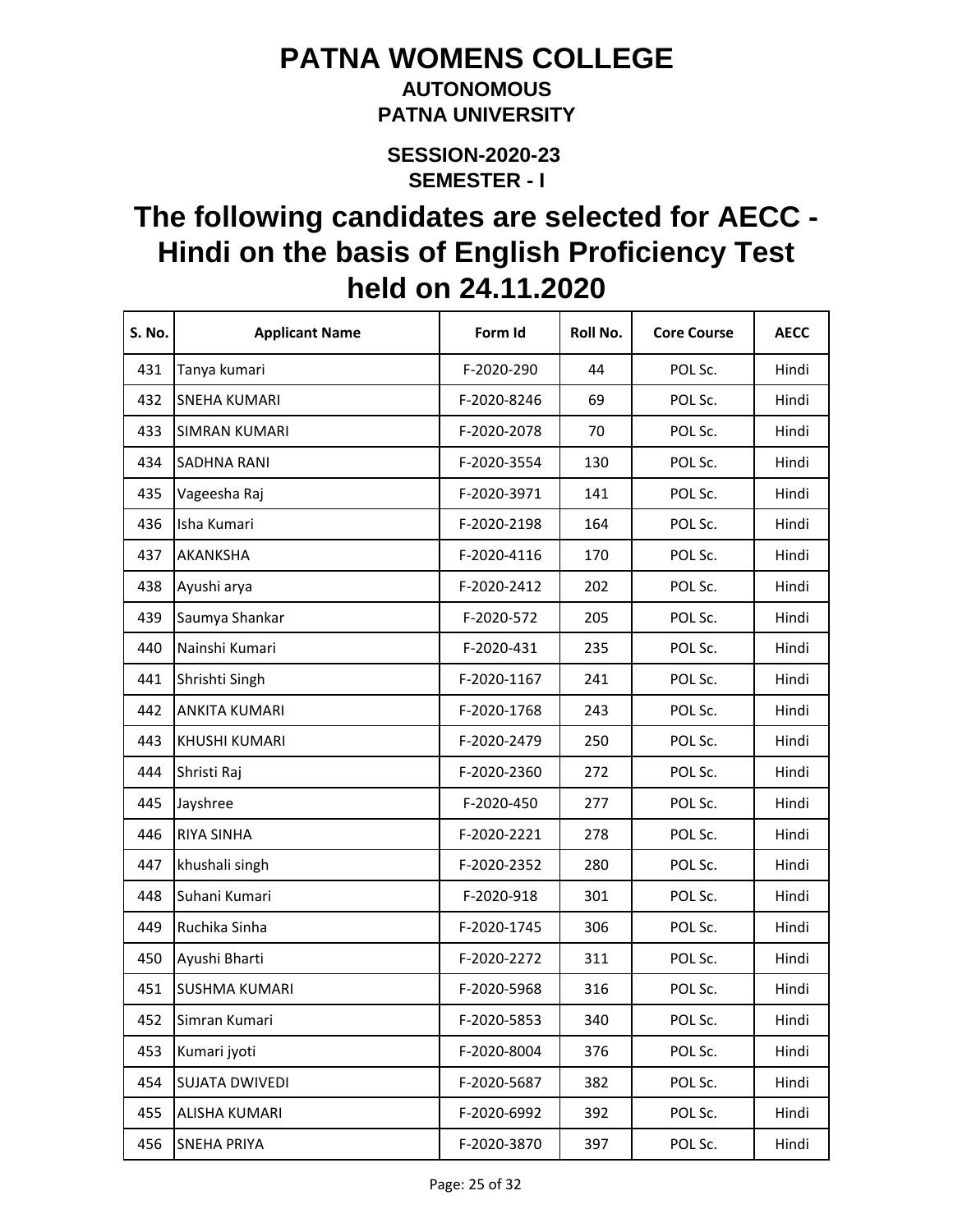# PATNA WOMENS COLLEGE

## AUTONOMOUS

## PATNA UNIVERSITY

### SESSION-2020-23

### SEMESTER - I

# The following candidates are selected for AECC - Hindi on the basis of English Proficiency Test held on 24.11.2020

| S. No. | Applicant Name | Form Id | Roll No. | Core Course | AECC |
|---|---|---|---|---|---|
| 431 | Tanya kumari | F-2020-290 | 44 | POL Sc. | Hindi |
| 432 | SNEHA KUMARI | F-2020-8246 | 69 | POL Sc. | Hindi |
| 433 | SIMRAN KUMARI | F-2020-2078 | 70 | POL Sc. | Hindi |
| 434 | SADHNA RANI | F-2020-3554 | 130 | POL Sc. | Hindi |
| 435 | Vageesha Raj | F-2020-3971 | 141 | POL Sc. | Hindi |
| 436 | Isha Kumari | F-2020-2198 | 164 | POL Sc. | Hindi |
| 437 | AKANKSHA | F-2020-4116 | 170 | POL Sc. | Hindi |
| 438 | Ayushi arya | F-2020-2412 | 202 | POL Sc. | Hindi |
| 439 | Saumya Shankar | F-2020-572 | 205 | POL Sc. | Hindi |
| 440 | Nainshi Kumari | F-2020-431 | 235 | POL Sc. | Hindi |
| 441 | Shrishti Singh | F-2020-1167 | 241 | POL Sc. | Hindi |
| 442 | ANKITA KUMARI | F-2020-1768 | 243 | POL Sc. | Hindi |
| 443 | KHUSHI KUMARI | F-2020-2479 | 250 | POL Sc. | Hindi |
| 444 | Shristi Raj | F-2020-2360 | 272 | POL Sc. | Hindi |
| 445 | Jayshree | F-2020-450 | 277 | POL Sc. | Hindi |
| 446 | RIYA SINHA | F-2020-2221 | 278 | POL Sc. | Hindi |
| 447 | khushali singh | F-2020-2352 | 280 | POL Sc. | Hindi |
| 448 | Suhani Kumari | F-2020-918 | 301 | POL Sc. | Hindi |
| 449 | Ruchika Sinha | F-2020-1745 | 306 | POL Sc. | Hindi |
| 450 | Ayushi Bharti | F-2020-2272 | 311 | POL Sc. | Hindi |
| 451 | SUSHMA KUMARI | F-2020-5968 | 316 | POL Sc. | Hindi |
| 452 | Simran Kumari | F-2020-5853 | 340 | POL Sc. | Hindi |
| 453 | Kumari jyoti | F-2020-8004 | 376 | POL Sc. | Hindi |
| 454 | SUJATA DWIVEDI | F-2020-5687 | 382 | POL Sc. | Hindi |
| 455 | ALISHA KUMARI | F-2020-6992 | 392 | POL Sc. | Hindi |
| 456 | SNEHA PRIYA | F-2020-3870 | 397 | POL Sc. | Hindi |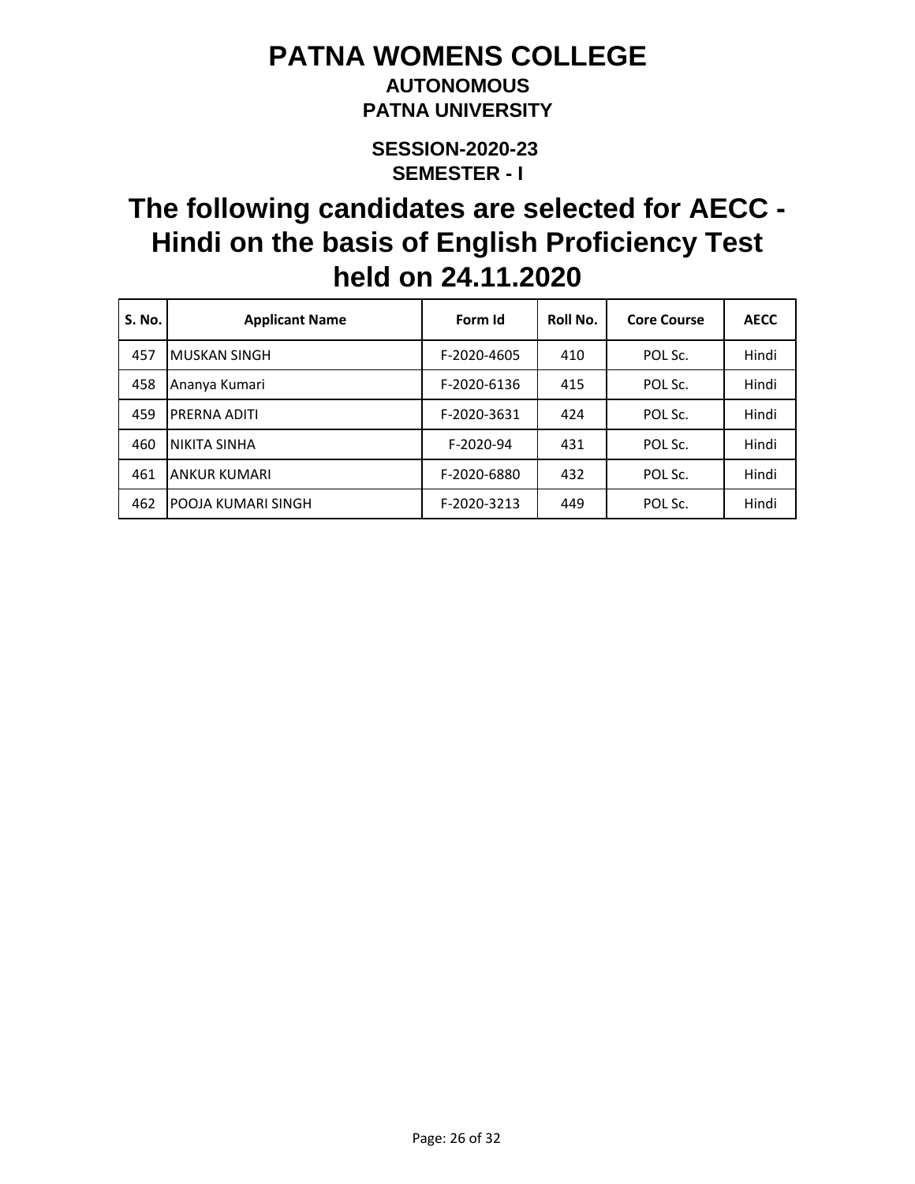# PATNA WOMENS COLLEGE

**AUTONOMOUS**

**PATNA UNIVERSITY**

**SESSION-2020-23**

**SEMESTER - I**

## The following candidates are selected for AECC - Hindi on the basis of English Proficiency Test held on 24.11.2020

| S. No. | Applicant Name | Form Id | Roll No. | Core Course | AECC |
|---|---|---|---|---|---|
| 457 | MUSKAN SINGH | F-2020-4605 | 410 | POL Sc. | Hindi |
| 458 | Ananya Kumari | F-2020-6136 | 415 | POL Sc. | Hindi |
| 459 | PRERNA ADITI | F-2020-3631 | 424 | POL Sc. | Hindi |
| 460 | NIKITA SINHA | F-2020-94 | 431 | POL Sc. | Hindi |
| 461 | ANKUR KUMARI | F-2020-6880 | 432 | POL Sc. | Hindi |
| 462 | POOJA KUMARI SINGH | F-2020-3213 | 449 | POL Sc. | Hindi |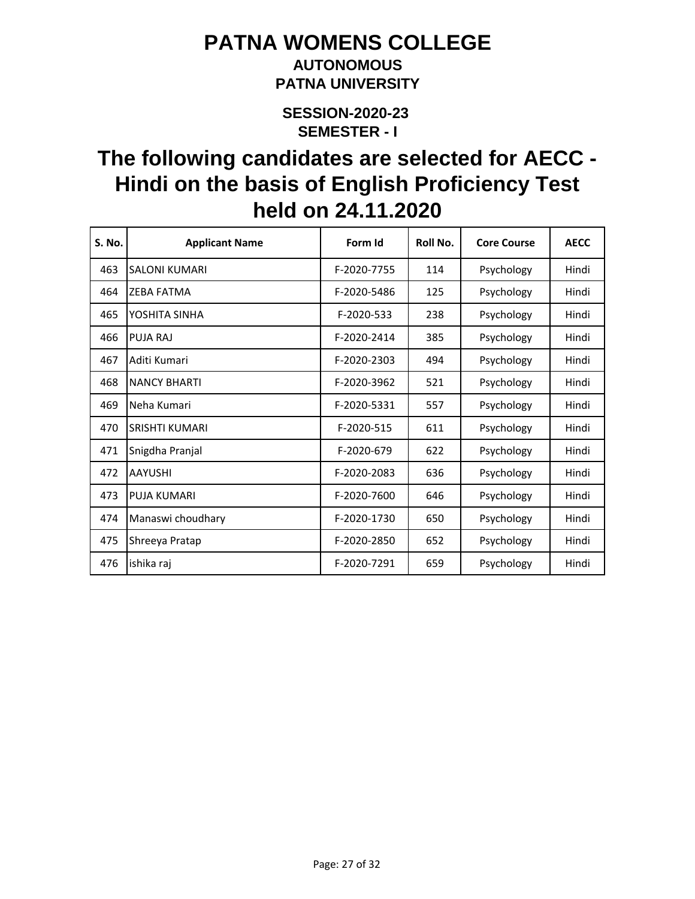# PATNA WOMENS COLLEGE

**AUTONOMOUS**

**PATNA UNIVERSITY**

**SESSION-2020-23**

**SEMESTER - I**

## The following candidates are selected for AECC - Hindi on the basis of English Proficiency Test held on 24.11.2020

| S. No. | Applicant Name | Form Id | Roll No. | Core Course | AECC |
|---|---|---|---|---|---|
| 463 | SALONI KUMARI | F-2020-7755 | 114 | Psychology | Hindi |
| 464 | ZEBA FATMA | F-2020-5486 | 125 | Psychology | Hindi |
| 465 | YOSHITA SINHA | F-2020-533 | 238 | Psychology | Hindi |
| 466 | PUJA RAJ | F-2020-2414 | 385 | Psychology | Hindi |
| 467 | Aditi Kumari | F-2020-2303 | 494 | Psychology | Hindi |
| 468 | NANCY BHARTI | F-2020-3962 | 521 | Psychology | Hindi |
| 469 | Neha Kumari | F-2020-5331 | 557 | Psychology | Hindi |
| 470 | SRISHTI KUMARI | F-2020-515 | 611 | Psychology | Hindi |
| 471 | Snigdha Pranjal | F-2020-679 | 622 | Psychology | Hindi |
| 472 | AAYUSHI | F-2020-2083 | 636 | Psychology | Hindi |
| 473 | PUJA KUMARI | F-2020-7600 | 646 | Psychology | Hindi |
| 474 | Manaswi choudhary | F-2020-1730 | 650 | Psychology | Hindi |
| 475 | Shreeya Pratap | F-2020-2850 | 652 | Psychology | Hindi |
| 476 | ishika raj | F-2020-7291 | 659 | Psychology | Hindi |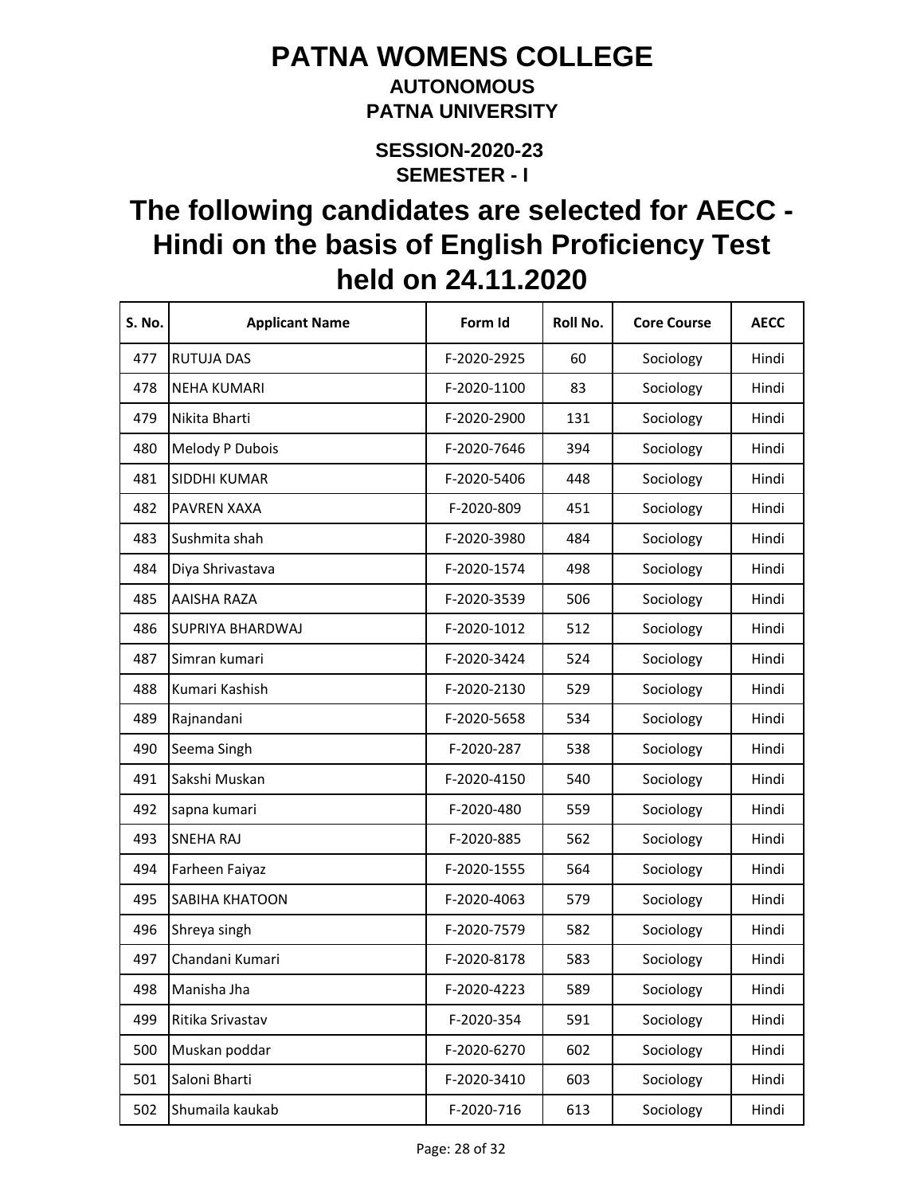# PATNA WOMENS COLLEGE

## AUTONOMOUS

## PATNA UNIVERSITY

### SESSION-2020-23

### SEMESTER - I

# The following candidates are selected for AECC - Hindi on the basis of English Proficiency Test held on 24.11.2020

| S. No. | Applicant Name | Form Id | Roll No. | Core Course | AECC |
|---|---|---|---|---|---|
| 477 | RUTUJA DAS | F-2020-2925 | 60 | Sociology | Hindi |
| 478 | NEHA KUMARI | F-2020-1100 | 83 | Sociology | Hindi |
| 479 | Nikita Bharti | F-2020-2900 | 131 | Sociology | Hindi |
| 480 | Melody P Dubois | F-2020-7646 | 394 | Sociology | Hindi |
| 481 | SIDDHI KUMAR | F-2020-5406 | 448 | Sociology | Hindi |
| 482 | PAVREN XAXA | F-2020-809 | 451 | Sociology | Hindi |
| 483 | Sushmita shah | F-2020-3980 | 484 | Sociology | Hindi |
| 484 | Diya Shrivastava | F-2020-1574 | 498 | Sociology | Hindi |
| 485 | AAISHA RAZA | F-2020-3539 | 506 | Sociology | Hindi |
| 486 | SUPRIYA BHARDWAJ | F-2020-1012 | 512 | Sociology | Hindi |
| 487 | Simran kumari | F-2020-3424 | 524 | Sociology | Hindi |
| 488 | Kumari Kashish | F-2020-2130 | 529 | Sociology | Hindi |
| 489 | Rajnandani | F-2020-5658 | 534 | Sociology | Hindi |
| 490 | Seema Singh | F-2020-287 | 538 | Sociology | Hindi |
| 491 | Sakshi Muskan | F-2020-4150 | 540 | Sociology | Hindi |
| 492 | sapna kumari | F-2020-480 | 559 | Sociology | Hindi |
| 493 | SNEHA RAJ | F-2020-885 | 562 | Sociology | Hindi |
| 494 | Farheen Faiyaz | F-2020-1555 | 564 | Sociology | Hindi |
| 495 | SABIHA KHATOON | F-2020-4063 | 579 | Sociology | Hindi |
| 496 | Shreya singh | F-2020-7579 | 582 | Sociology | Hindi |
| 497 | Chandani Kumari | F-2020-8178 | 583 | Sociology | Hindi |
| 498 | Manisha Jha | F-2020-4223 | 589 | Sociology | Hindi |
| 499 | Ritika Srivastav | F-2020-354 | 591 | Sociology | Hindi |
| 500 | Muskan poddar | F-2020-6270 | 602 | Sociology | Hindi |
| 501 | Saloni Bharti | F-2020-3410 | 603 | Sociology | Hindi |
| 502 | Shumaila kaukab | F-2020-716 | 613 | Sociology | Hindi |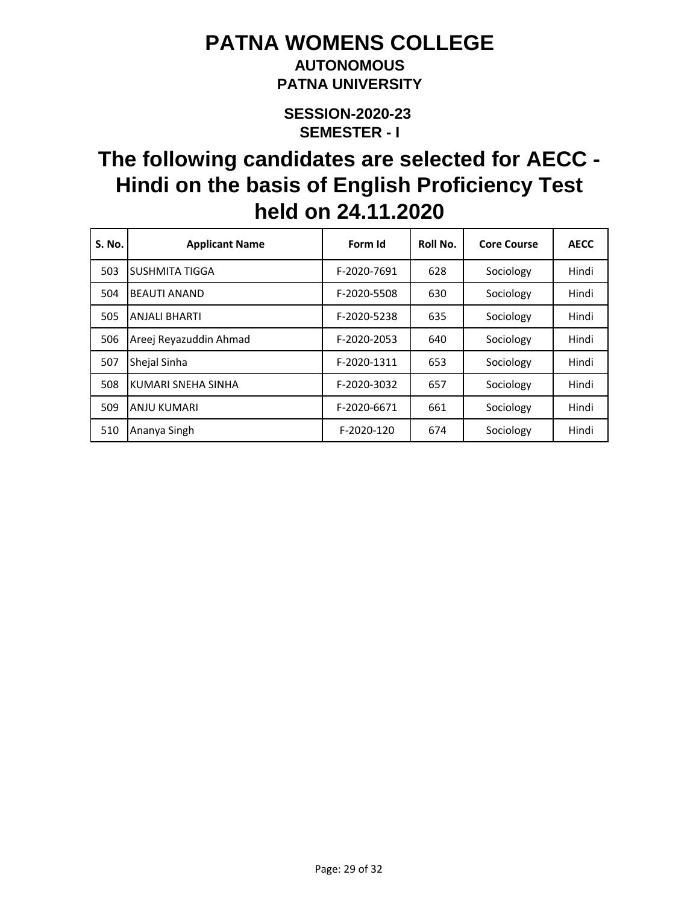# PATNA WOMENS COLLEGE

**AUTONOMOUS**

**PATNA UNIVERSITY**

**SESSION-2020-23**

**SEMESTER - I**

## The following candidates are selected for AECC - Hindi on the basis of English Proficiency Test held on 24.11.2020

| S. No. | Applicant Name | Form Id | Roll No. | Core Course | AECC |
|---|---|---|---|---|---|
| 503 | SUSHMITA TIGGA | F-2020-7691 | 628 | Sociology | Hindi |
| 504 | BEAUTI ANAND | F-2020-5508 | 630 | Sociology | Hindi |
| 505 | ANJALI BHARTI | F-2020-5238 | 635 | Sociology | Hindi |
| 506 | Areej Reyazuddin Ahmad | F-2020-2053 | 640 | Sociology | Hindi |
| 507 | Shejal Sinha | F-2020-1311 | 653 | Sociology | Hindi |
| 508 | KUMARI SNEHA SINHA | F-2020-3032 | 657 | Sociology | Hindi |
| 509 | ANJU KUMARI | F-2020-6671 | 661 | Sociology | Hindi |
| 510 | Ananya Singh | F-2020-120 | 674 | Sociology | Hindi |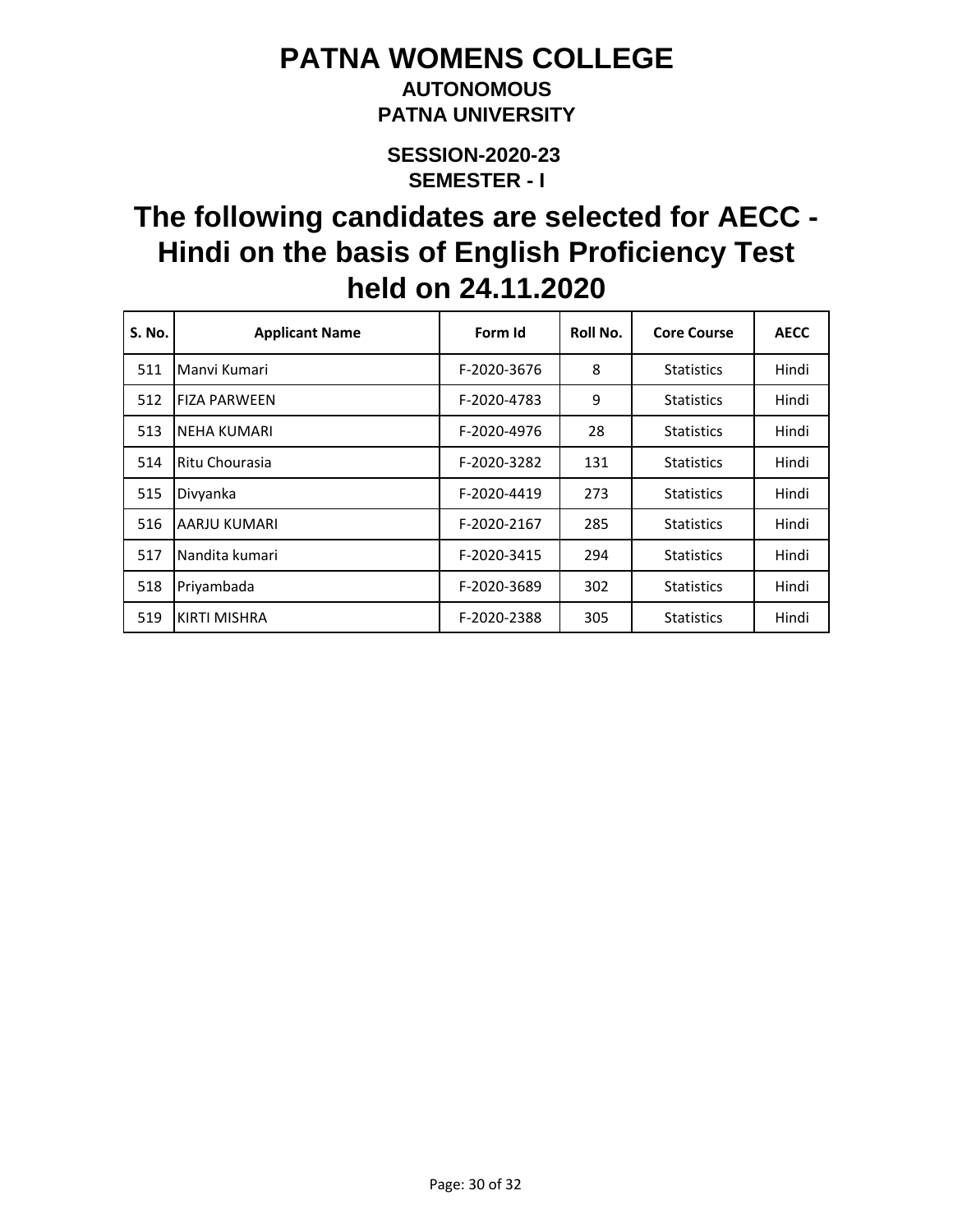# PATNA WOMENS COLLEGE

**AUTONOMOUS**

**PATNA UNIVERSITY**

**SESSION-2020-23**

**SEMESTER - I**

## The following candidates are selected for AECC - Hindi on the basis of English Proficiency Test held on 24.11.2020

| S. No. | Applicant Name | Form Id | Roll No. | Core Course | AECC |
|---|---|---|---|---|---|
| 511 | Manvi Kumari | F-2020-3676 | 8 | Statistics | Hindi |
| 512 | FIZA PARWEEN | F-2020-4783 | 9 | Statistics | Hindi |
| 513 | NEHA KUMARI | F-2020-4976 | 28 | Statistics | Hindi |
| 514 | Ritu Chourasia | F-2020-3282 | 131 | Statistics | Hindi |
| 515 | Divyanka | F-2020-4419 | 273 | Statistics | Hindi |
| 516 | AARJU KUMARI | F-2020-2167 | 285 | Statistics | Hindi |
| 517 | Nandita kumari | F-2020-3415 | 294 | Statistics | Hindi |
| 518 | Priyambada | F-2020-3689 | 302 | Statistics | Hindi |
| 519 | KIRTI MISHRA | F-2020-2388 | 305 | Statistics | Hindi |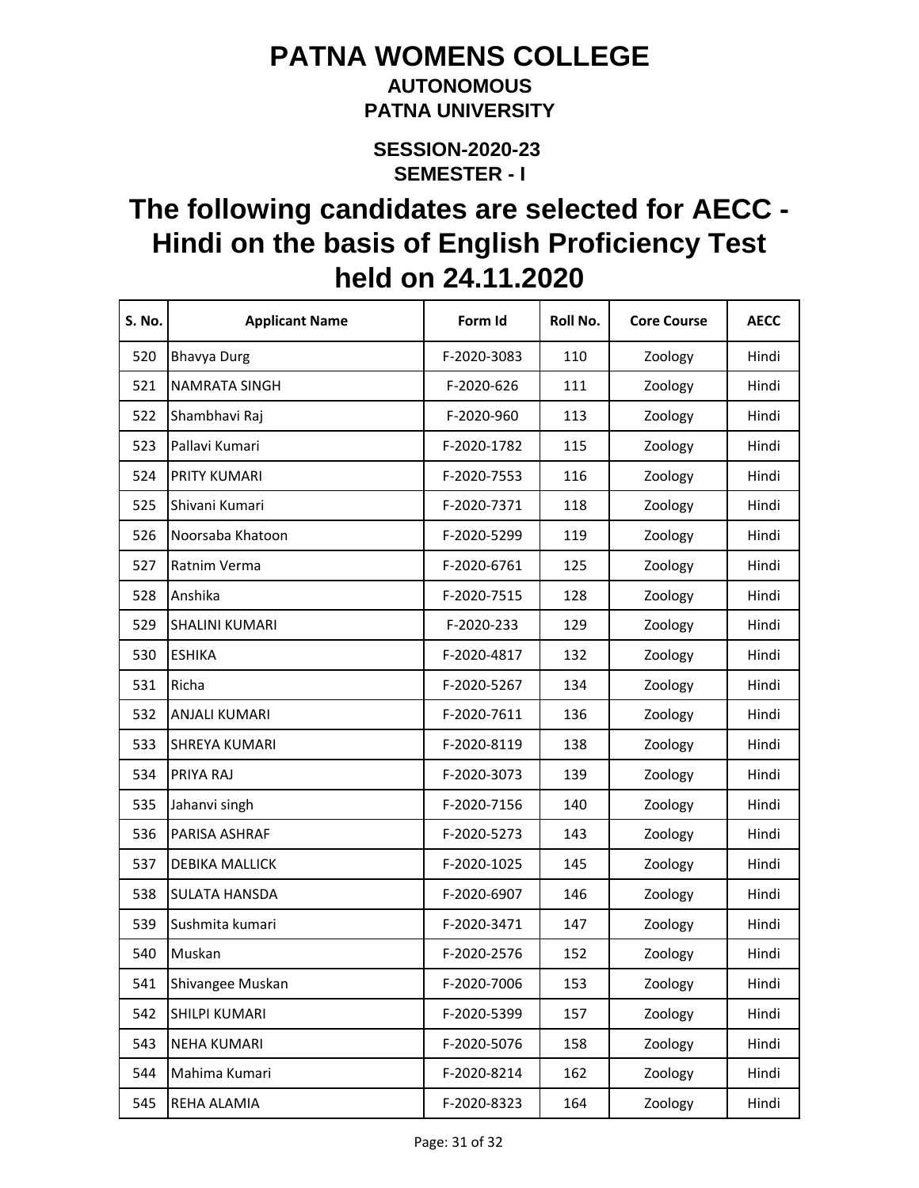# PATNA WOMENS COLLEGE

### AUTONOMOUS

### PATNA UNIVERSITY

### SESSION-2020-23

### SEMESTER - I

## The following candidates are selected for AECC - Hindi on the basis of English Proficiency Test held on 24.11.2020

| S. No. | Applicant Name | Form Id | Roll No. | Core Course | AECC |
|---|---|---|---|---|---|
| 520 | Bhavya Durg | F-2020-3083 | 110 | Zoology | Hindi |
| 521 | NAMRATA SINGH | F-2020-626 | 111 | Zoology | Hindi |
| 522 | Shambhavi Raj | F-2020-960 | 113 | Zoology | Hindi |
| 523 | Pallavi Kumari | F-2020-1782 | 115 | Zoology | Hindi |
| 524 | PRITY KUMARI | F-2020-7553 | 116 | Zoology | Hindi |
| 525 | Shivani Kumari | F-2020-7371 | 118 | Zoology | Hindi |
| 526 | Noorsaba Khatoon | F-2020-5299 | 119 | Zoology | Hindi |
| 527 | Ratnim Verma | F-2020-6761 | 125 | Zoology | Hindi |
| 528 | Anshika | F-2020-7515 | 128 | Zoology | Hindi |
| 529 | SHALINI KUMARI | F-2020-233 | 129 | Zoology | Hindi |
| 530 | ESHIKA | F-2020-4817 | 132 | Zoology | Hindi |
| 531 | Richa | F-2020-5267 | 134 | Zoology | Hindi |
| 532 | ANJALI KUMARI | F-2020-7611 | 136 | Zoology | Hindi |
| 533 | SHREYA KUMARI | F-2020-8119 | 138 | Zoology | Hindi |
| 534 | PRIYA RAJ | F-2020-3073 | 139 | Zoology | Hindi |
| 535 | Jahanvi singh | F-2020-7156 | 140 | Zoology | Hindi |
| 536 | PARISA ASHRAF | F-2020-5273 | 143 | Zoology | Hindi |
| 537 | DEBIKA MALLICK | F-2020-1025 | 145 | Zoology | Hindi |
| 538 | SULATA HANSDA | F-2020-6907 | 146 | Zoology | Hindi |
| 539 | Sushmita kumari | F-2020-3471 | 147 | Zoology | Hindi |
| 540 | Muskan | F-2020-2576 | 152 | Zoology | Hindi |
| 541 | Shivangee Muskan | F-2020-7006 | 153 | Zoology | Hindi |
| 542 | SHILPI KUMARI | F-2020-5399 | 157 | Zoology | Hindi |
| 543 | NEHA KUMARI | F-2020-5076 | 158 | Zoology | Hindi |
| 544 | Mahima Kumari | F-2020-8214 | 162 | Zoology | Hindi |
| 545 | REHA ALAMIA | F-2020-8323 | 164 | Zoology | Hindi |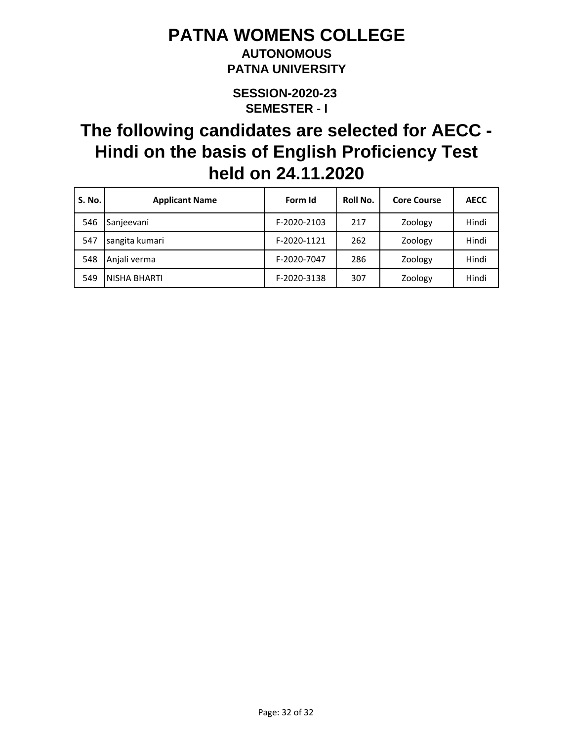# PATNA WOMENS COLLEGE

**AUTONOMOUS**

**PATNA UNIVERSITY**

**SESSION-2020-23**

**SEMESTER - I**

## The following candidates are selected for AECC - Hindi on the basis of English Proficiency Test held on 24.11.2020

| S. No. | Applicant Name | Form Id | Roll No. | Core Course | AECC |
|---|---|---|---|---|---|
| 546 | Sanjeevani | F-2020-2103 | 217 | Zoology | Hindi |
| 547 | sangita kumari | F-2020-1121 | 262 | Zoology | Hindi |
| 548 | Anjali verma | F-2020-7047 | 286 | Zoology | Hindi |
| 549 | NISHA BHARTI | F-2020-3138 | 307 | Zoology | Hindi |